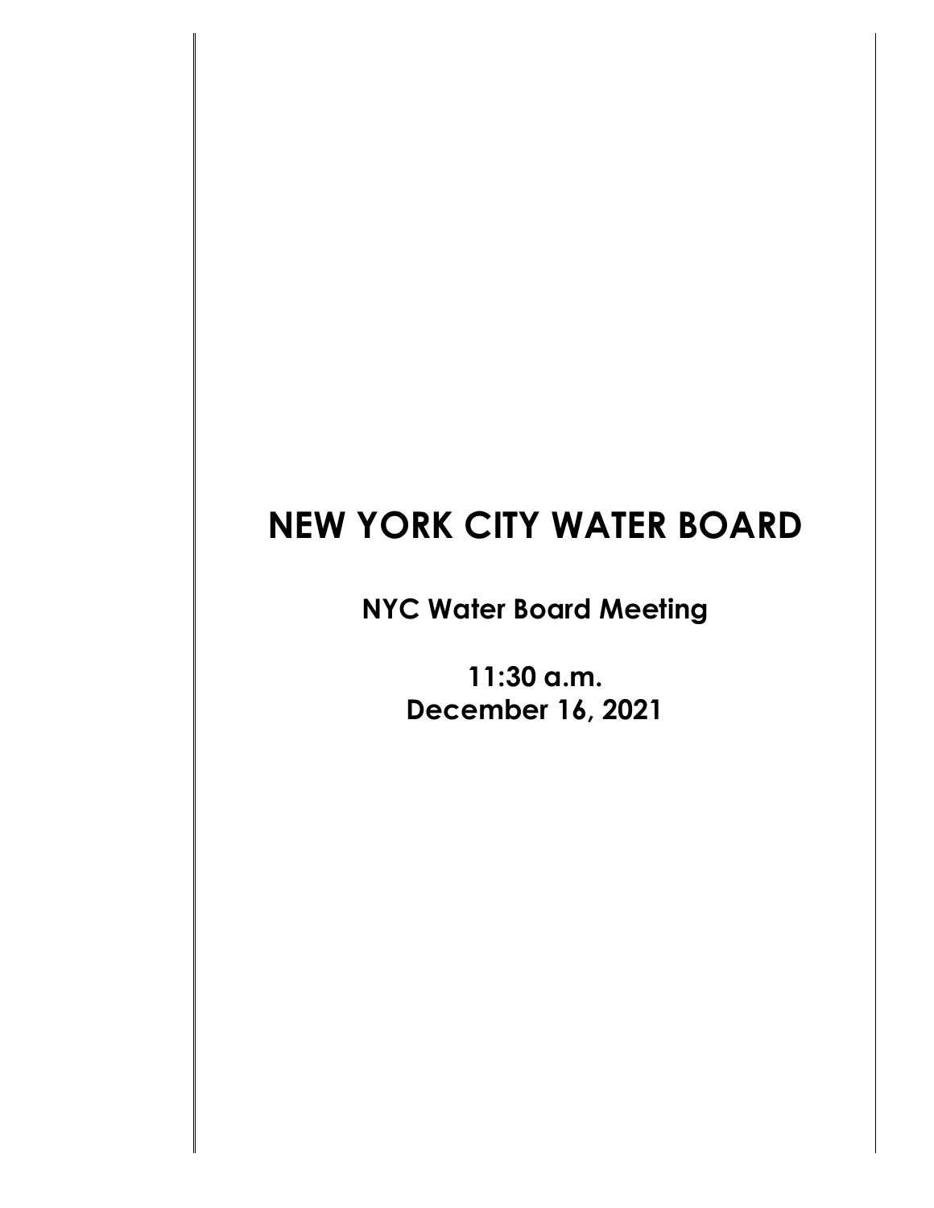# NEW YORK CITY WATER BOARD

**NYC Water Board Meeting**

**11:30 a.m.**
**December 16, 2021**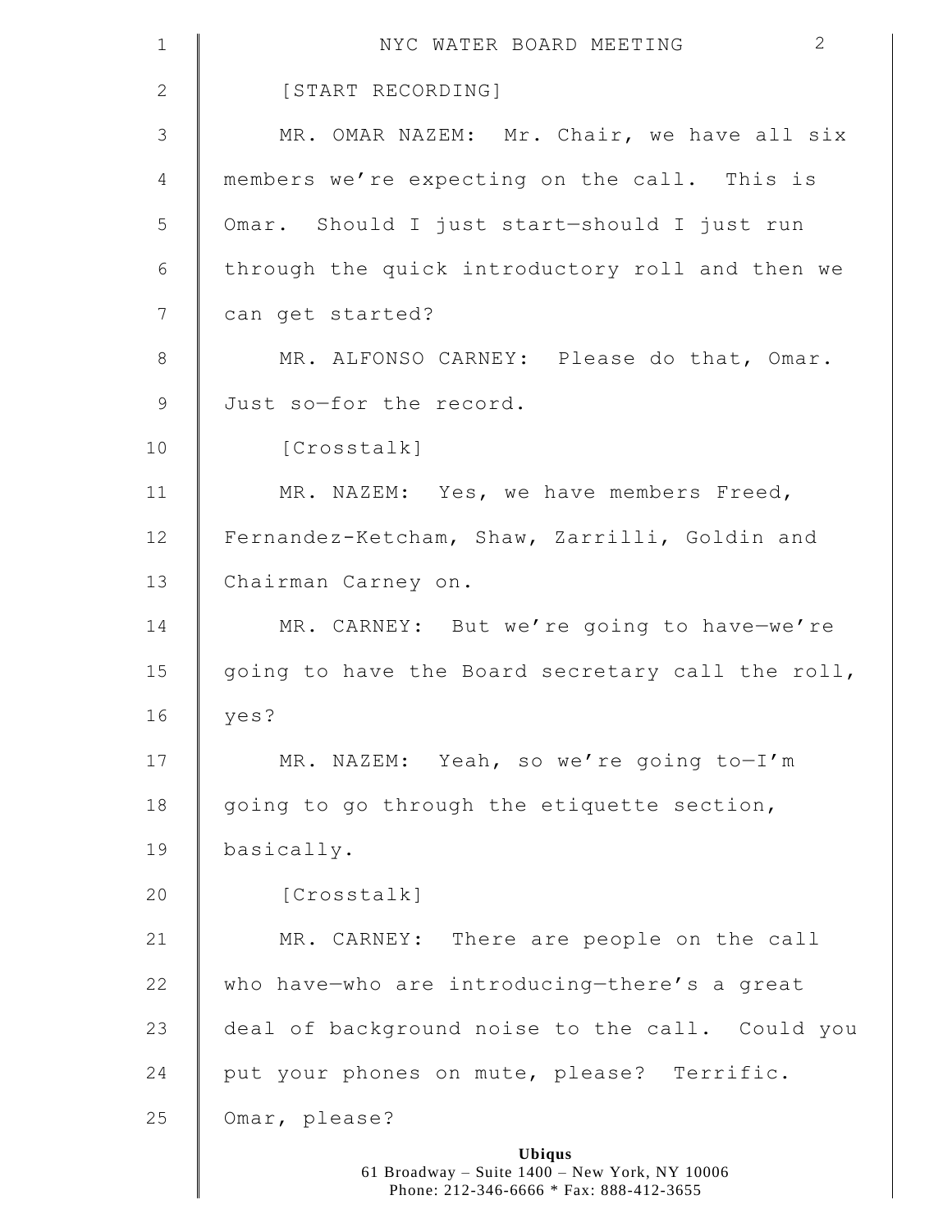[START RECORDING]

MR. OMAR NAZEM: Mr. Chair, we have all six members we're expecting on the call. This is Omar. Should I just start—should I just run through the quick introductory roll and then we can get started?

MR. ALFONSO CARNEY: Please do that, Omar. Just so—for the record.

[Crosstalk]

MR. NAZEM: Yes, we have members Freed, Fernandez-Ketcham, Shaw, Zarrilli, Goldin and Chairman Carney on.

MR. CARNEY: But we're going to have—we're going to have the Board secretary call the roll, yes?

MR. NAZEM: Yeah, so we're going to—I'm going to go through the etiquette section, basically.

[Crosstalk]

MR. CARNEY: There are people on the call who have—who are introducing—there's a great deal of background noise to the call. Could you put your phones on mute, please? Terrific. Omar, please?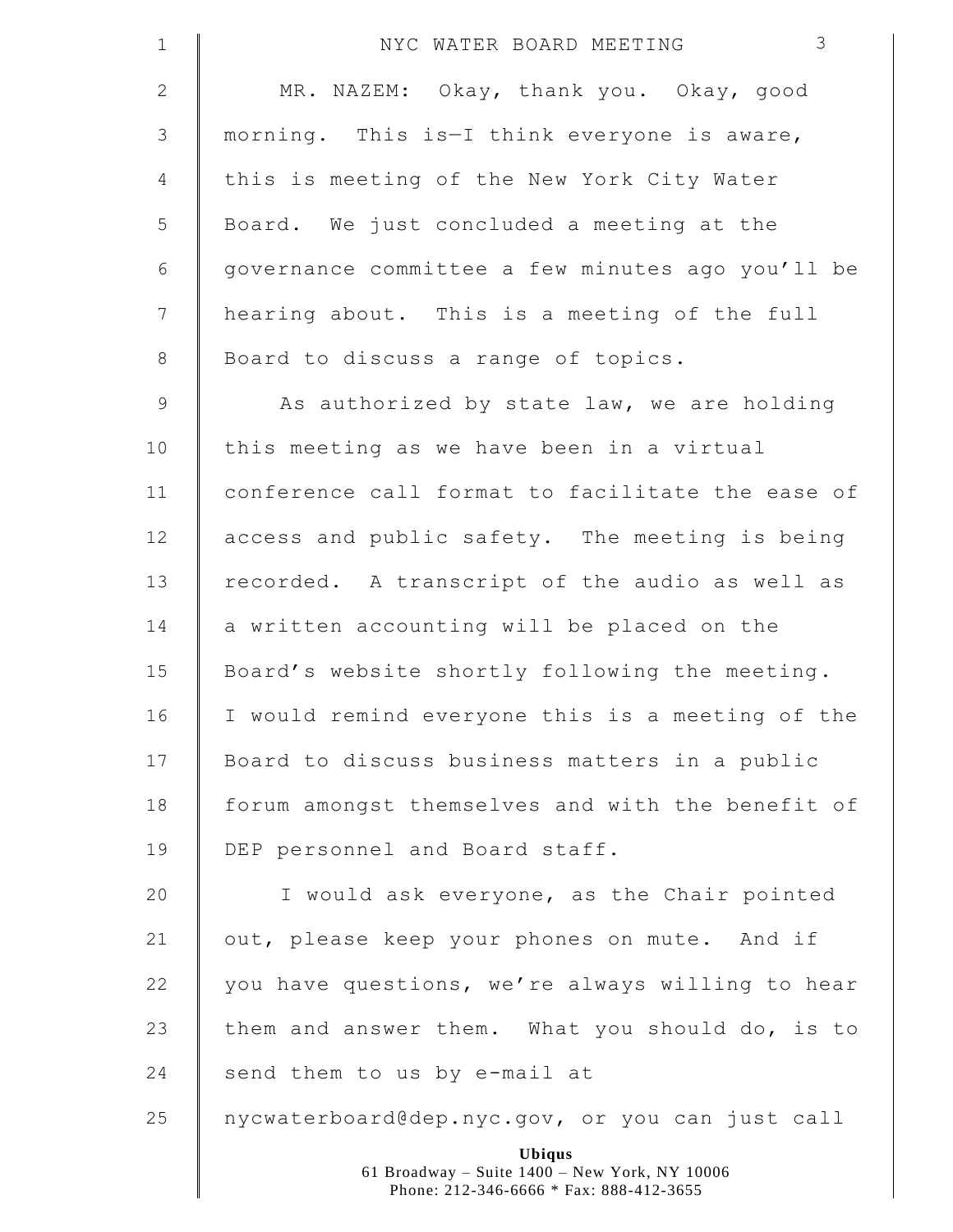MR. NAZEM: Okay, thank you. Okay, good morning. This is—I think everyone is aware, this is meeting of the New York City Water Board. We just concluded a meeting at the governance committee a few minutes ago you'll be hearing about. This is a meeting of the full Board to discuss a range of topics.

As authorized by state law, we are holding this meeting as we have been in a virtual conference call format to facilitate the ease of access and public safety. The meeting is being recorded. A transcript of the audio as well as a written accounting will be placed on the Board's website shortly following the meeting. I would remind everyone this is a meeting of the Board to discuss business matters in a public forum amongst themselves and with the benefit of DEP personnel and Board staff.

I would ask everyone, as the Chair pointed out, please keep your phones on mute. And if you have questions, we're always willing to hear them and answer them. What you should do, is to send them to us by e-mail at nycwaterboard@dep.nyc.gov, or you can just call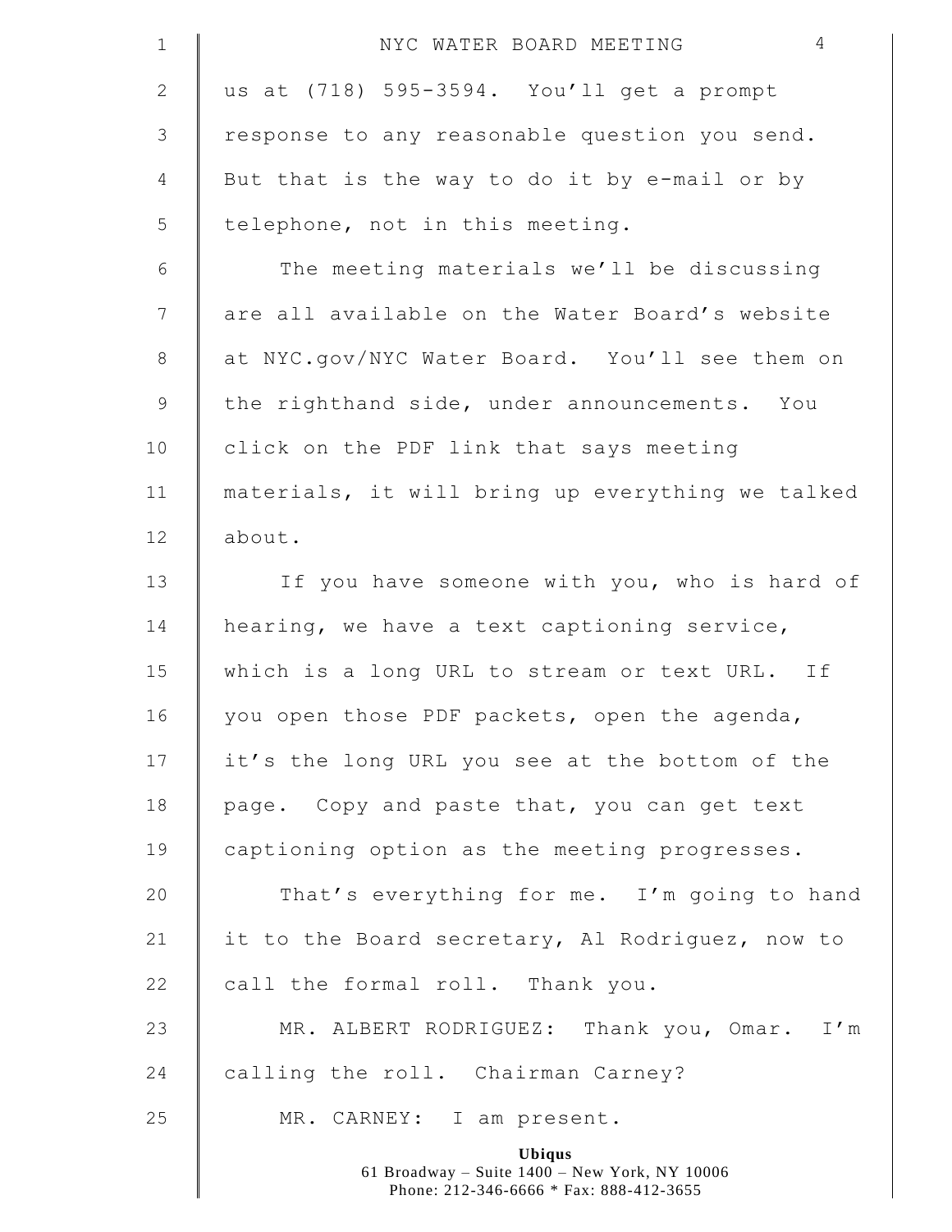us at (718) 595-3594. You'll get a prompt response to any reasonable question you send. But that is the way to do it by e-mail or by telephone, not in this meeting.

The meeting materials we'll be discussing are all available on the Water Board's website at NYC.gov/NYC Water Board. You'll see them on the righthand side, under announcements. You click on the PDF link that says meeting materials, it will bring up everything we talked about.

If you have someone with you, who is hard of hearing, we have a text captioning service, which is a long URL to stream or text URL. If you open those PDF packets, open the agenda, it's the long URL you see at the bottom of the page. Copy and paste that, you can get text captioning option as the meeting progresses.

That's everything for me. I'm going to hand it to the Board secretary, Al Rodriguez, now to call the formal roll. Thank you.

MR. ALBERT RODRIGUEZ: Thank you, Omar. I'm calling the roll. Chairman Carney?

MR. CARNEY: I am present.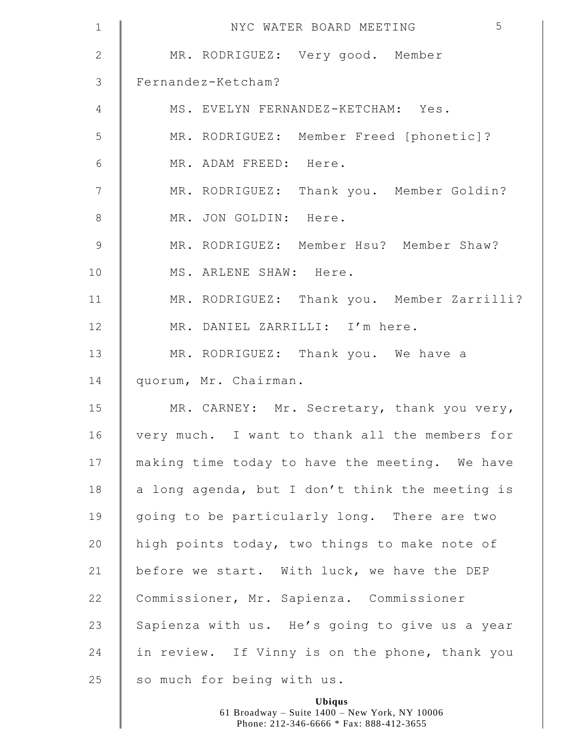MR. RODRIGUEZ: Very good. Member Fernandez-Ketcham?

MS. EVELYN FERNANDEZ-KETCHAM: Yes.

MR. RODRIGUEZ: Member Freed [phonetic]?

MR. ADAM FREED: Here.

MR. RODRIGUEZ: Thank you. Member Goldin?

MR. JON GOLDIN: Here.

MR. RODRIGUEZ: Member Hsu? Member Shaw?

MS. ARLENE SHAW: Here.

MR. RODRIGUEZ: Thank you. Member Zarrilli?

MR. DANIEL ZARRILLI: I'm here.

MR. RODRIGUEZ: Thank you. We have a quorum, Mr. Chairman.

MR. CARNEY: Mr. Secretary, thank you very, very much. I want to thank all the members for making time today to have the meeting. We have a long agenda, but I don't think the meeting is going to be particularly long. There are two high points today, two things to make note of before we start. With luck, we have the DEP Commissioner, Mr. Sapienza. Commissioner Sapienza with us. He's going to give us a year in review. If Vinny is on the phone, thank you so much for being with us.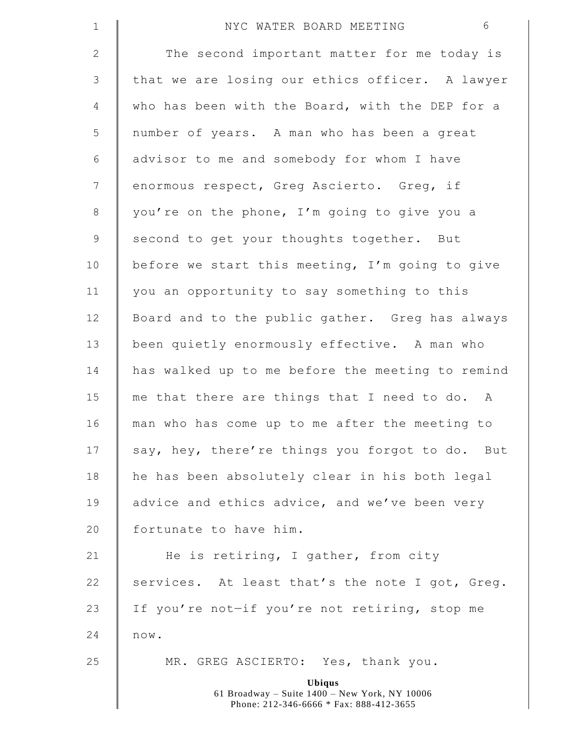The second important matter for me today is that we are losing our ethics officer. A lawyer who has been with the Board, with the DEP for a number of years. A man who has been a great advisor to me and somebody for whom I have enormous respect, Greg Ascierto. Greg, if you're on the phone, I'm going to give you a second to get your thoughts together. But before we start this meeting, I'm going to give you an opportunity to say something to this Board and to the public gather. Greg has always been quietly enormously effective. A man who has walked up to me before the meeting to remind me that there are things that I need to do. A man who has come up to me after the meeting to say, hey, there're things you forgot to do. But he has been absolutely clear in his both legal advice and ethics advice, and we've been very fortunate to have him.

He is retiring, I gather, from city services. At least that's the note I got, Greg. If you're not—if you're not retiring, stop me now.

MR. GREG ASCIERTO: Yes, thank you.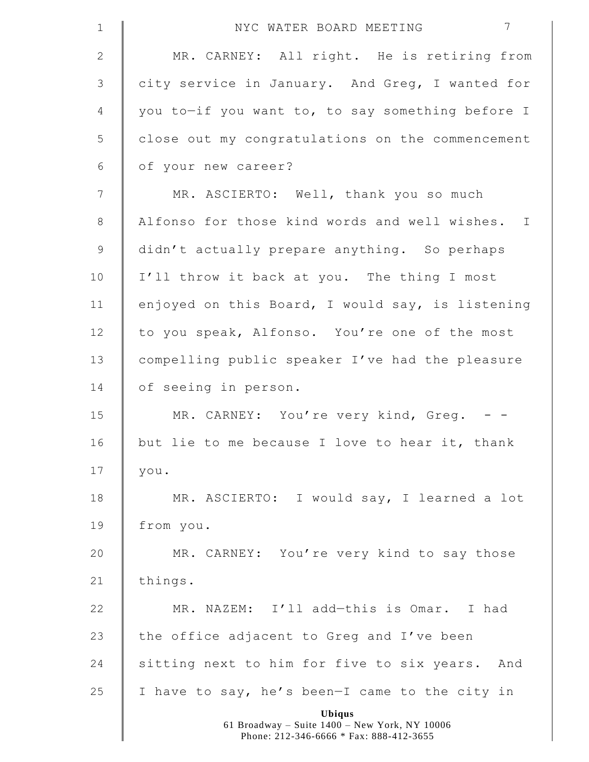MR. CARNEY: All right. He is retiring from city service in January. And Greg, I wanted for you to—if you want to, to say something before I close out my congratulations on the commencement of your new career?

MR. ASCIERTO: Well, thank you so much Alfonso for those kind words and well wishes. I didn't actually prepare anything. So perhaps I'll throw it back at you. The thing I most enjoyed on this Board, I would say, is listening to you speak, Alfonso. You're one of the most compelling public speaker I've had the pleasure of seeing in person.

MR. CARNEY: You're very kind, Greg. - - but lie to me because I love to hear it, thank you.

MR. ASCIERTO: I would say, I learned a lot from you.

MR. CARNEY: You're very kind to say those things.

MR. NAZEM: I'll add—this is Omar. I had the office adjacent to Greg and I've been sitting next to him for five to six years. And I have to say, he's been—I came to the city in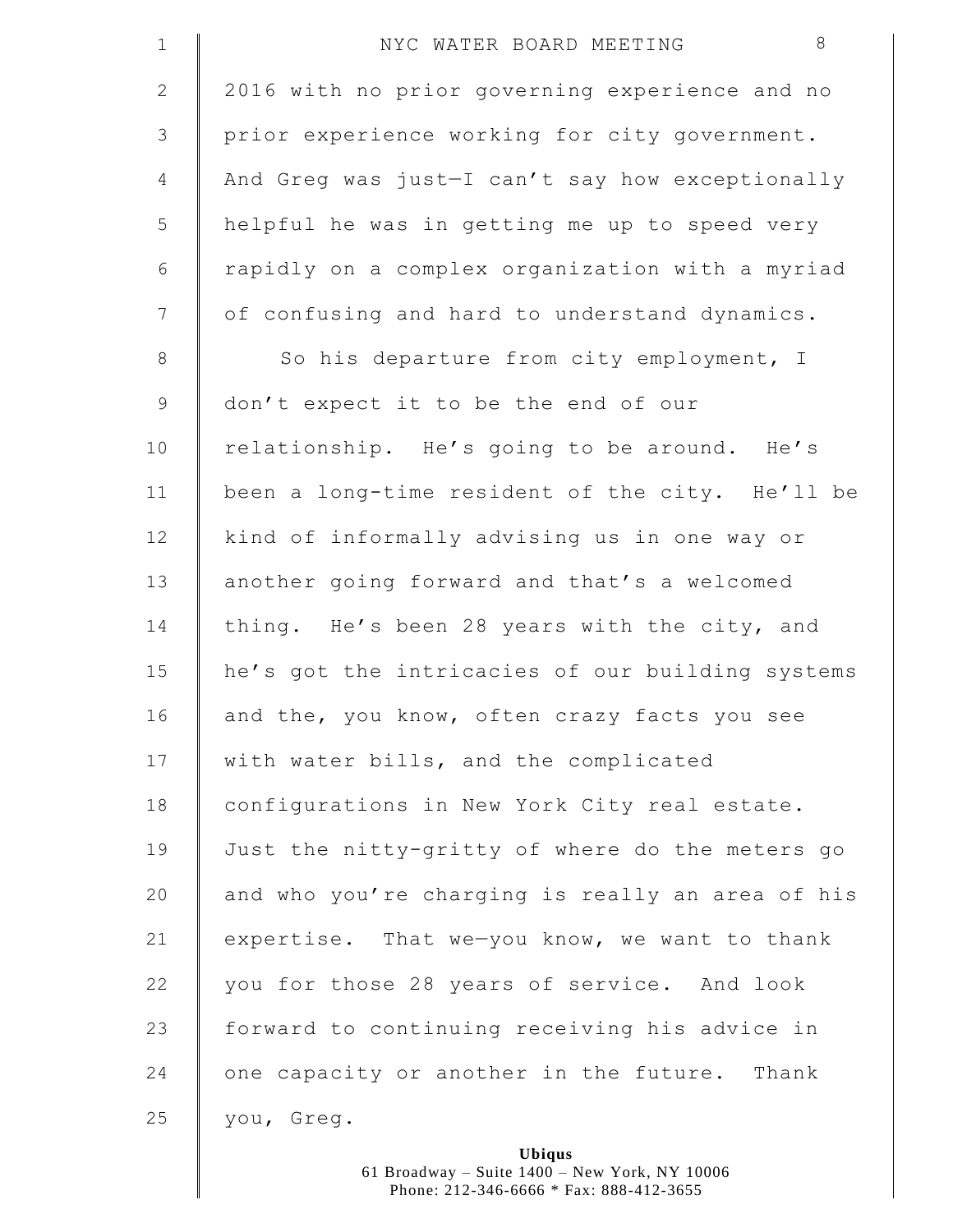2016 with no prior governing experience and no prior experience working for city government. And Greg was just—I can't say how exceptionally helpful he was in getting me up to speed very rapidly on a complex organization with a myriad of confusing and hard to understand dynamics.

So his departure from city employment, I don't expect it to be the end of our relationship. He's going to be around. He's been a long-time resident of the city. He'll be kind of informally advising us in one way or another going forward and that's a welcomed thing. He's been 28 years with the city, and he's got the intricacies of our building systems and the, you know, often crazy facts you see with water bills, and the complicated configurations in New York City real estate. Just the nitty-gritty of where do the meters go and who you're charging is really an area of his expertise. That we—you know, we want to thank you for those 28 years of service. And look forward to continuing receiving his advice in one capacity or another in the future. Thank you, Greg.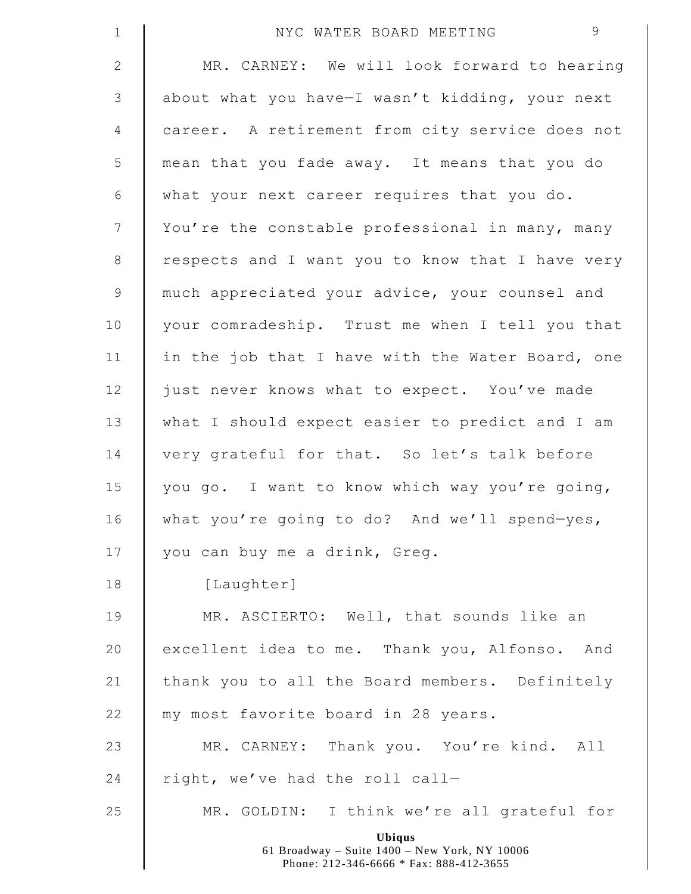MR. CARNEY: We will look forward to hearing about what you have—I wasn't kidding, your next career. A retirement from city service does not mean that you fade away. It means that you do what your next career requires that you do. You're the constable professional in many, many respects and I want you to know that I have very much appreciated your advice, your counsel and your comradeship. Trust me when I tell you that in the job that I have with the Water Board, one just never knows what to expect. You've made what I should expect easier to predict and I am very grateful for that. So let's talk before you go. I want to know which way you're going, what you're going to do? And we'll spend—yes, you can buy me a drink, Greg.

[Laughter]

MR. ASCIERTO: Well, that sounds like an excellent idea to me. Thank you, Alfonso. And thank you to all the Board members. Definitely my most favorite board in 28 years.

MR. CARNEY: Thank you. You're kind. All right, we've had the roll call—

MR. GOLDIN: I think we're all grateful for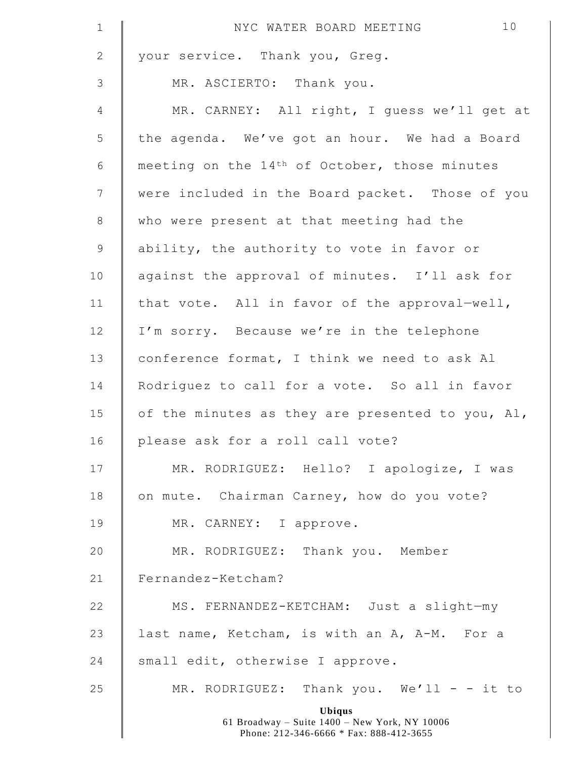your service. Thank you, Greg.

MR. ASCIERTO: Thank you.

MR. CARNEY: All right, I guess we'll get at the agenda. We've got an hour. We had a Board meeting on the 14th of October, those minutes were included in the Board packet. Those of you who were present at that meeting had the ability, the authority to vote in favor or against the approval of minutes. I'll ask for that vote. All in favor of the approval—well, I'm sorry. Because we're in the telephone conference format, I think we need to ask Al Rodriguez to call for a vote. So all in favor of the minutes as they are presented to you, Al, please ask for a roll call vote?

MR. RODRIGUEZ: Hello? I apologize, I was on mute. Chairman Carney, how do you vote?

MR. CARNEY: I approve.

MR. RODRIGUEZ: Thank you. Member Fernandez-Ketcham?

MS. FERNANDEZ-KETCHAM: Just a slight—my last name, Ketcham, is with an A, A-M. For a small edit, otherwise I approve.

MR. RODRIGUEZ: Thank you. We'll - - it to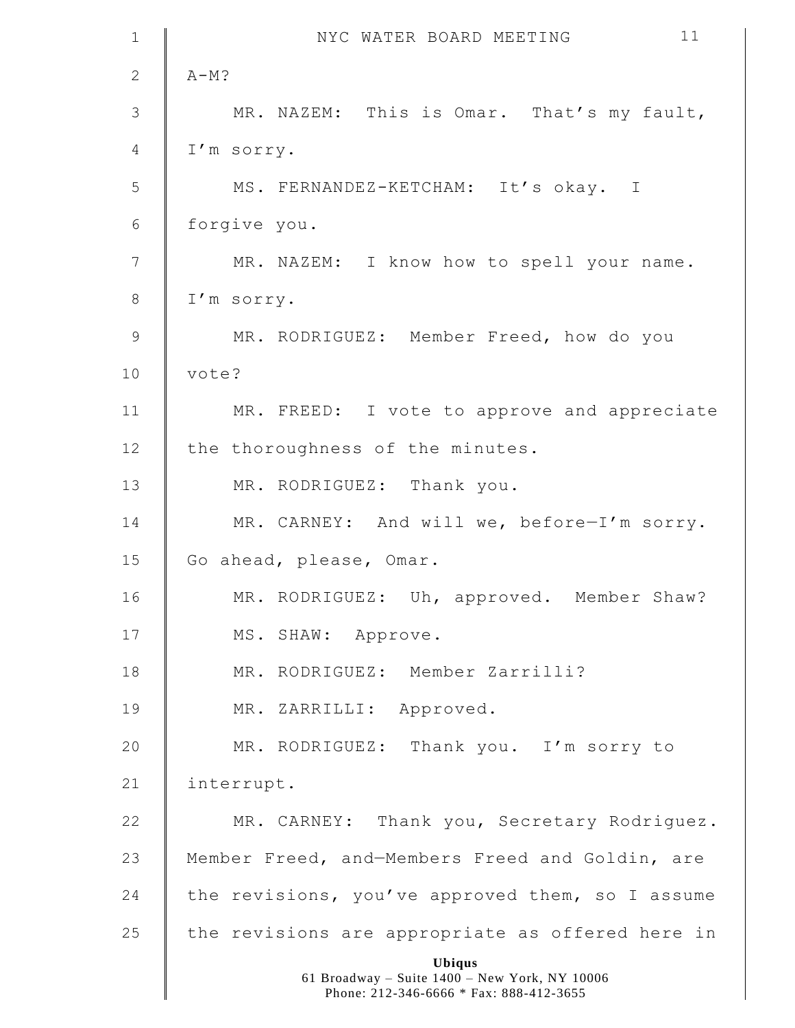A-M?

MR. NAZEM: This is Omar. That's my fault, I'm sorry.

MS. FERNANDEZ-KETCHAM: It's okay. I forgive you.

MR. NAZEM: I know how to spell your name. I'm sorry.

MR. RODRIGUEZ: Member Freed, how do you vote?

MR. FREED: I vote to approve and appreciate the thoroughness of the minutes.

MR. RODRIGUEZ: Thank you.

MR. CARNEY: And will we, before—I'm sorry. Go ahead, please, Omar.

MR. RODRIGUEZ: Uh, approved. Member Shaw?

MS. SHAW: Approve.

MR. RODRIGUEZ: Member Zarrilli?

MR. ZARRILLI: Approved.

MR. RODRIGUEZ: Thank you. I'm sorry to interrupt.

MR. CARNEY: Thank you, Secretary Rodriguez. Member Freed, and—Members Freed and Goldin, are the revisions, you've approved them, so I assume the revisions are appropriate as offered here in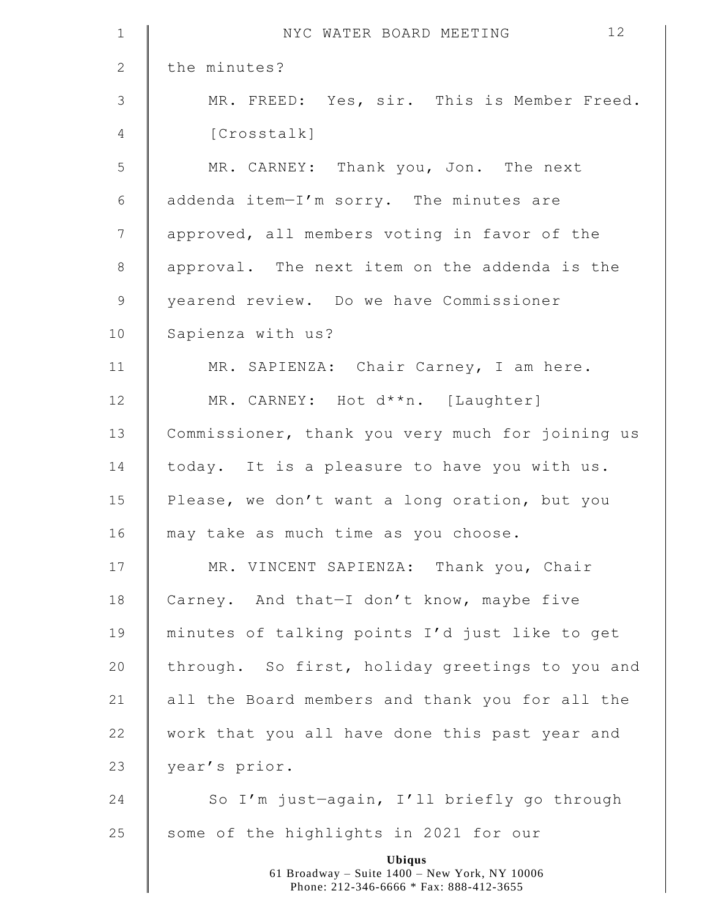the minutes?

MR. FREED: Yes, sir. This is Member Freed.

[Crosstalk]

MR. CARNEY: Thank you, Jon. The next addenda item—I'm sorry. The minutes are approved, all members voting in favor of the approval. The next item on the addenda is the yearend review. Do we have Commissioner Sapienza with us?

MR. SAPIENZA: Chair Carney, I am here.

MR. CARNEY: Hot d**n. [Laughter] Commissioner, thank you very much for joining us today. It is a pleasure to have you with us. Please, we don't want a long oration, but you may take as much time as you choose.

MR. VINCENT SAPIENZA: Thank you, Chair Carney. And that—I don't know, maybe five minutes of talking points I'd just like to get through. So first, holiday greetings to you and all the Board members and thank you for all the work that you all have done this past year and year's prior.

So I'm just—again, I'll briefly go through some of the highlights in 2021 for our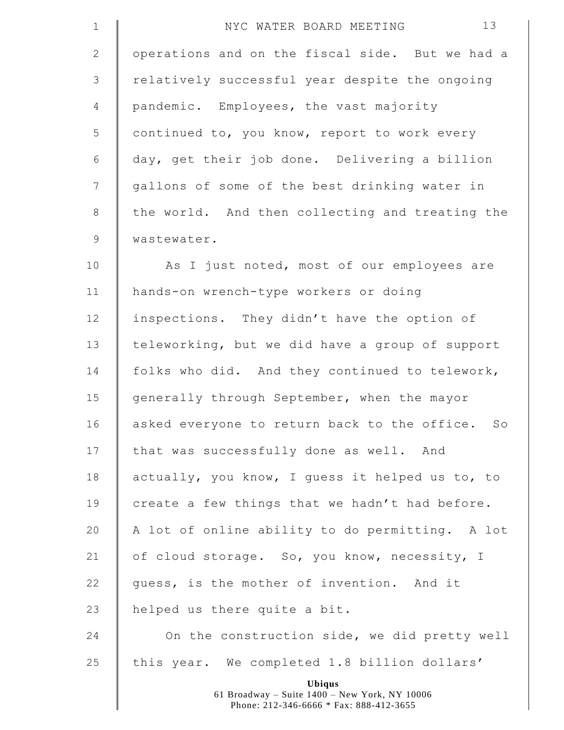operations and on the fiscal side. But we had a relatively successful year despite the ongoing pandemic. Employees, the vast majority continued to, you know, report to work every day, get their job done. Delivering a billion gallons of some of the best drinking water in the world. And then collecting and treating the wastewater.

As I just noted, most of our employees are hands-on wrench-type workers or doing inspections. They didn't have the option of teleworking, but we did have a group of support folks who did. And they continued to telework, generally through September, when the mayor asked everyone to return back to the office. So that was successfully done as well. And actually, you know, I guess it helped us to, to create a few things that we hadn't had before. A lot of online ability to do permitting. A lot of cloud storage. So, you know, necessity, I guess, is the mother of invention. And it helped us there quite a bit.

On the construction side, we did pretty well this year. We completed 1.8 billion dollars'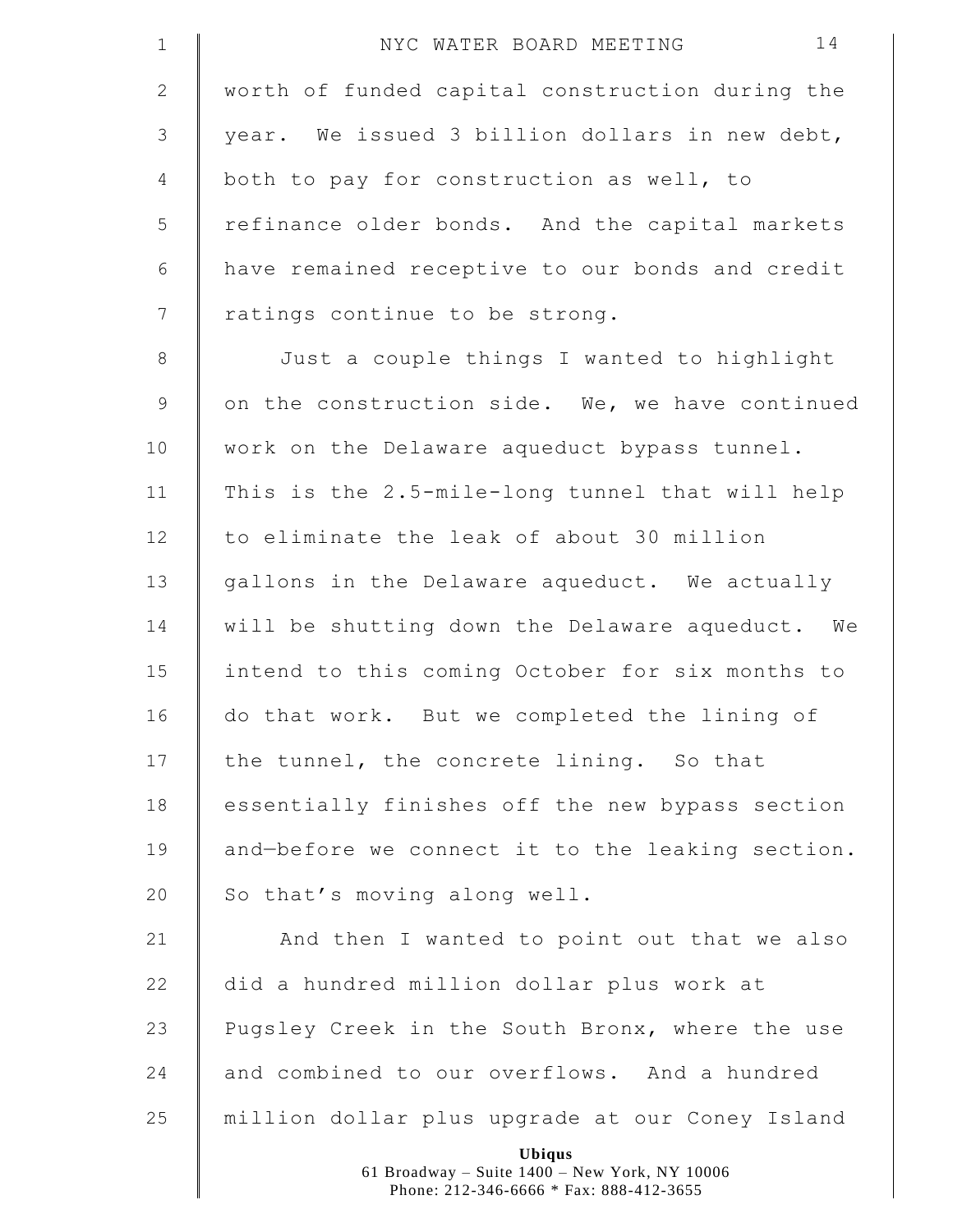worth of funded capital construction during the year. We issued 3 billion dollars in new debt, both to pay for construction as well, to refinance older bonds. And the capital markets have remained receptive to our bonds and credit ratings continue to be strong.

Just a couple things I wanted to highlight on the construction side. We, we have continued work on the Delaware aqueduct bypass tunnel. This is the 2.5-mile-long tunnel that will help to eliminate the leak of about 30 million gallons in the Delaware aqueduct. We actually will be shutting down the Delaware aqueduct. We intend to this coming October for six months to do that work. But we completed the lining of the tunnel, the concrete lining. So that essentially finishes off the new bypass section and—before we connect it to the leaking section. So that's moving along well.

And then I wanted to point out that we also did a hundred million dollar plus work at Pugsley Creek in the South Bronx, where the use and combined to our overflows. And a hundred million dollar plus upgrade at our Coney Island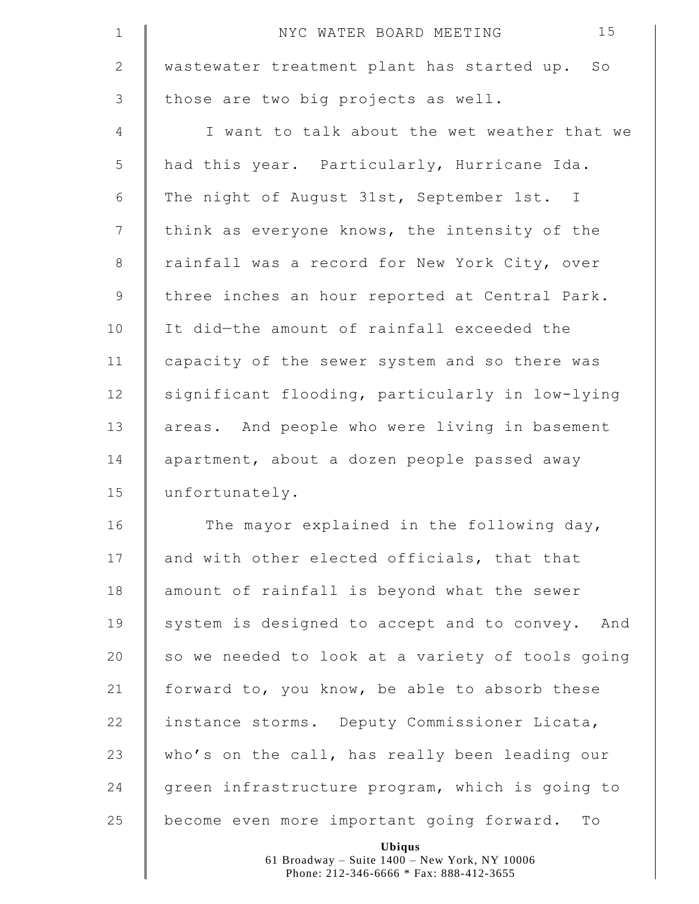wastewater treatment plant has started up. So those are two big projects as well.

I want to talk about the wet weather that we had this year. Particularly, Hurricane Ida. The night of August 31st, September 1st. I think as everyone knows, the intensity of the rainfall was a record for New York City, over three inches an hour reported at Central Park. It did—the amount of rainfall exceeded the capacity of the sewer system and so there was significant flooding, particularly in low-lying areas. And people who were living in basement apartment, about a dozen people passed away unfortunately.

The mayor explained in the following day, and with other elected officials, that that amount of rainfall is beyond what the sewer system is designed to accept and to convey. And so we needed to look at a variety of tools going forward to, you know, be able to absorb these instance storms. Deputy Commissioner Licata, who's on the call, has really been leading our green infrastructure program, which is going to become even more important going forward. To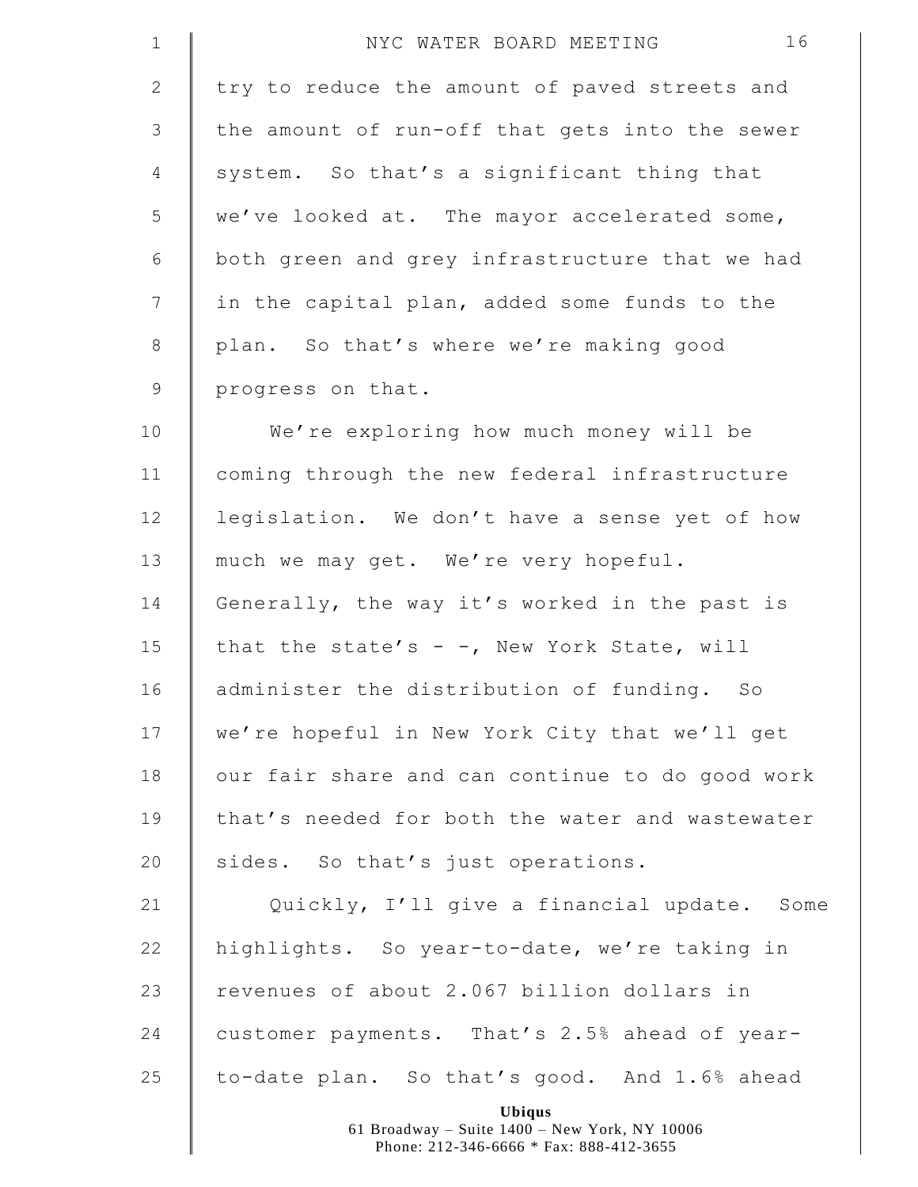try to reduce the amount of paved streets and the amount of run-off that gets into the sewer system. So that's a significant thing that we've looked at. The mayor accelerated some, both green and grey infrastructure that we had in the capital plan, added some funds to the plan. So that's where we're making good progress on that.

We're exploring how much money will be coming through the new federal infrastructure legislation. We don't have a sense yet of how much we may get. We're very hopeful. Generally, the way it's worked in the past is that the state's - -, New York State, will administer the distribution of funding. So we're hopeful in New York City that we'll get our fair share and can continue to do good work that's needed for both the water and wastewater sides. So that's just operations.

Quickly, I'll give a financial update. Some highlights. So year-to-date, we're taking in revenues of about 2.067 billion dollars in customer payments. That's 2.5% ahead of year-to-date plan. So that's good. And 1.6% ahead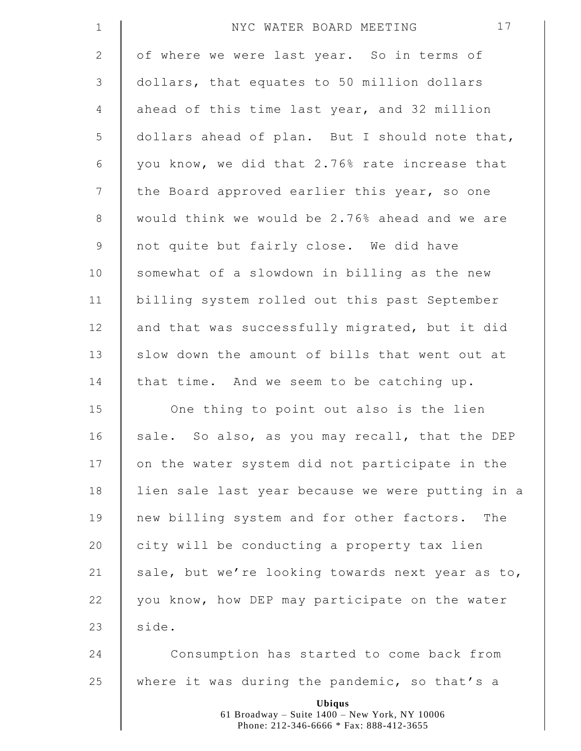of where we were last year. So in terms of dollars, that equates to 50 million dollars ahead of this time last year, and 32 million dollars ahead of plan. But I should note that, you know, we did that 2.76% rate increase that the Board approved earlier this year, so one would think we would be 2.76% ahead and we are not quite but fairly close. We did have somewhat of a slowdown in billing as the new billing system rolled out this past September and that was successfully migrated, but it did slow down the amount of bills that went out at that time. And we seem to be catching up.

One thing to point out also is the lien sale. So also, as you may recall, that the DEP on the water system did not participate in the lien sale last year because we were putting in a new billing system and for other factors. The city will be conducting a property tax lien sale, but we're looking towards next year as to, you know, how DEP may participate on the water side.

Consumption has started to come back from where it was during the pandemic, so that's a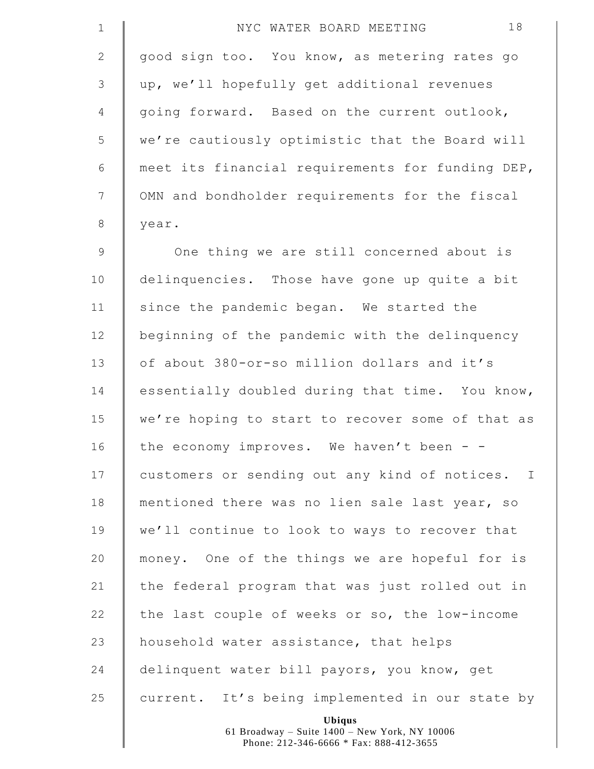good sign too. You know, as metering rates go up, we'll hopefully get additional revenues going forward. Based on the current outlook, we're cautiously optimistic that the Board will meet its financial requirements for funding DEP, OMN and bondholder requirements for the fiscal year.

One thing we are still concerned about is delinquencies. Those have gone up quite a bit since the pandemic began. We started the beginning of the pandemic with the delinquency of about 380-or-so million dollars and it's essentially doubled during that time. You know, we're hoping to start to recover some of that as the economy improves. We haven't been - - customers or sending out any kind of notices. I mentioned there was no lien sale last year, so we'll continue to look to ways to recover that money. One of the things we are hopeful for is the federal program that was just rolled out in the last couple of weeks or so, the low-income household water assistance, that helps delinquent water bill payors, you know, get current. It's being implemented in our state by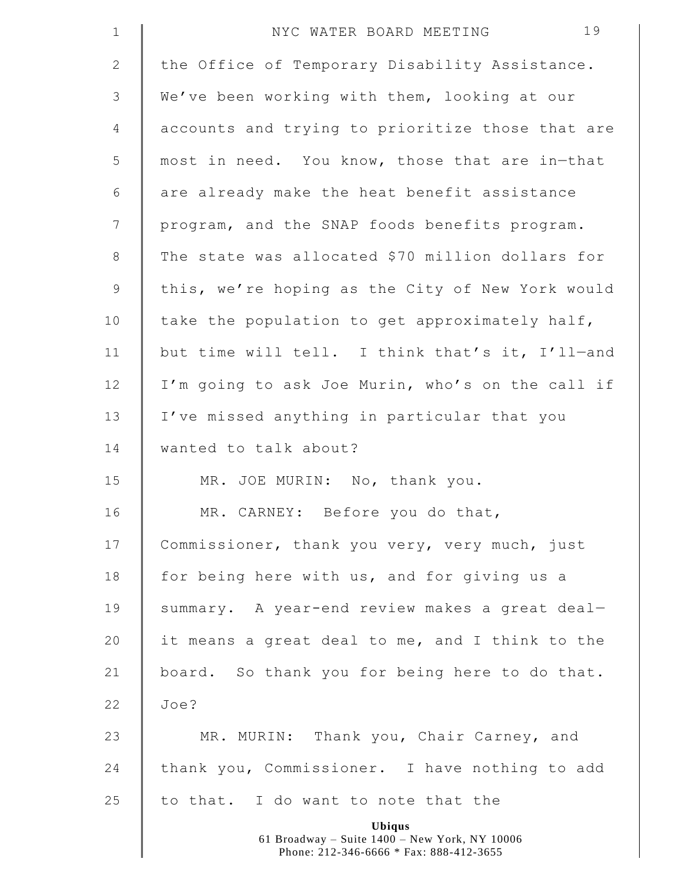the Office of Temporary Disability Assistance. We've been working with them, looking at our accounts and trying to prioritize those that are most in need. You know, those that are in—that are already make the heat benefit assistance program, and the SNAP foods benefits program. The state was allocated $70 million dollars for this, we're hoping as the City of New York would take the population to get approximately half, but time will tell. I think that's it, I'll—and I'm going to ask Joe Murin, who's on the call if I've missed anything in particular that you wanted to talk about?

MR. JOE MURIN: No, thank you.

MR. CARNEY: Before you do that, Commissioner, thank you very, very much, just for being here with us, and for giving us a summary. A year-end review makes a great deal—it means a great deal to me, and I think to the board. So thank you for being here to do that. Joe?

MR. MURIN: Thank you, Chair Carney, and thank you, Commissioner. I have nothing to add to that. I do want to note that the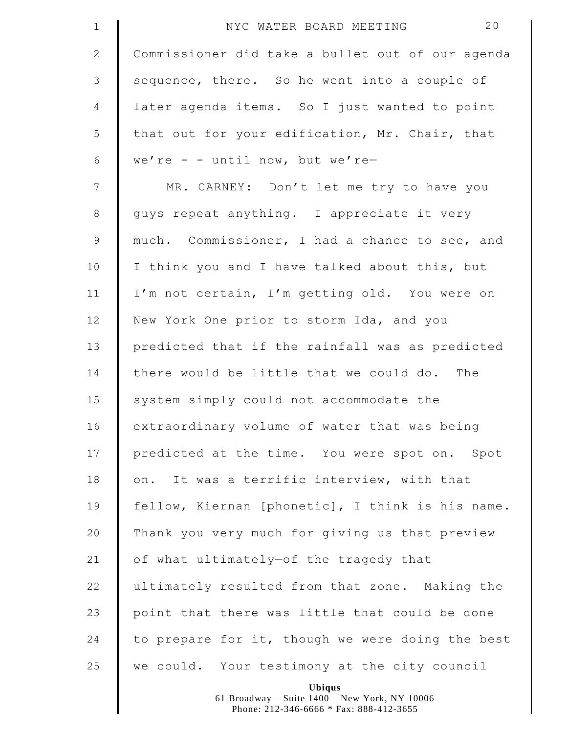Commissioner did take a bullet out of our agenda sequence, there. So he went into a couple of later agenda items. So I just wanted to point that out for your edification, Mr. Chair, that we're - - until now, but we're—

MR. CARNEY: Don't let me try to have you guys repeat anything. I appreciate it very much. Commissioner, I had a chance to see, and I think you and I have talked about this, but I'm not certain, I'm getting old. You were on New York One prior to storm Ida, and you predicted that if the rainfall was as predicted there would be little that we could do. The system simply could not accommodate the extraordinary volume of water that was being predicted at the time. You were spot on. Spot on. It was a terrific interview, with that fellow, Kiernan [phonetic], I think is his name. Thank you very much for giving us that preview of what ultimately—of the tragedy that ultimately resulted from that zone. Making the point that there was little that could be done to prepare for it, though we were doing the best we could. Your testimony at the city council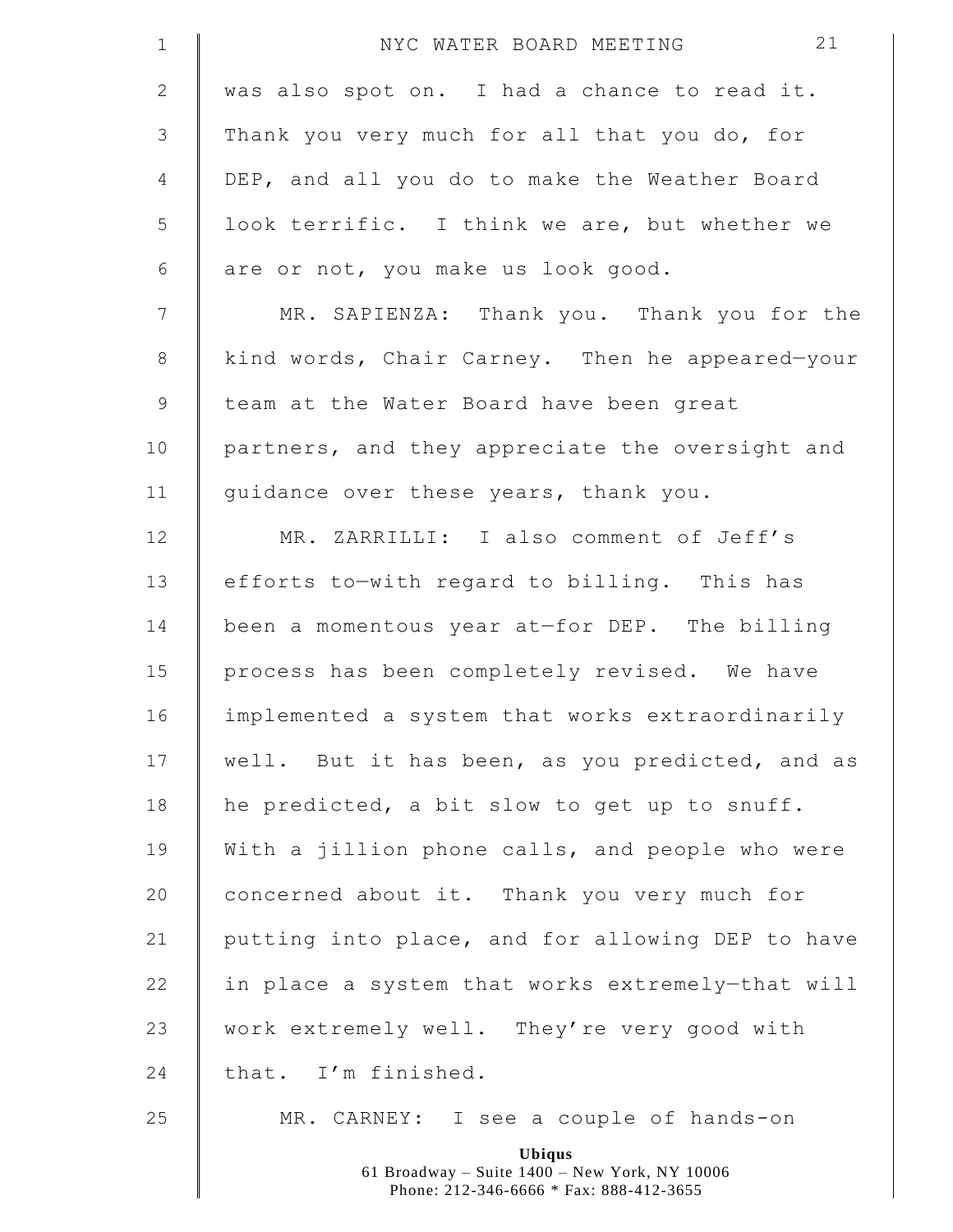was also spot on. I had a chance to read it. Thank you very much for all that you do, for DEP, and all you do to make the Weather Board look terrific. I think we are, but whether we are or not, you make us look good.

MR. SAPIENZA: Thank you. Thank you for the kind words, Chair Carney. Then he appeared—your team at the Water Board have been great partners, and they appreciate the oversight and guidance over these years, thank you.

MR. ZARRILLI: I also comment of Jeff's efforts to—with regard to billing. This has been a momentous year at—for DEP. The billing process has been completely revised. We have implemented a system that works extraordinarily well. But it has been, as you predicted, and as he predicted, a bit slow to get up to snuff. With a jillion phone calls, and people who were concerned about it. Thank you very much for putting into place, and for allowing DEP to have in place a system that works extremely—that will work extremely well. They're very good with that. I'm finished.

MR. CARNEY: I see a couple of hands-on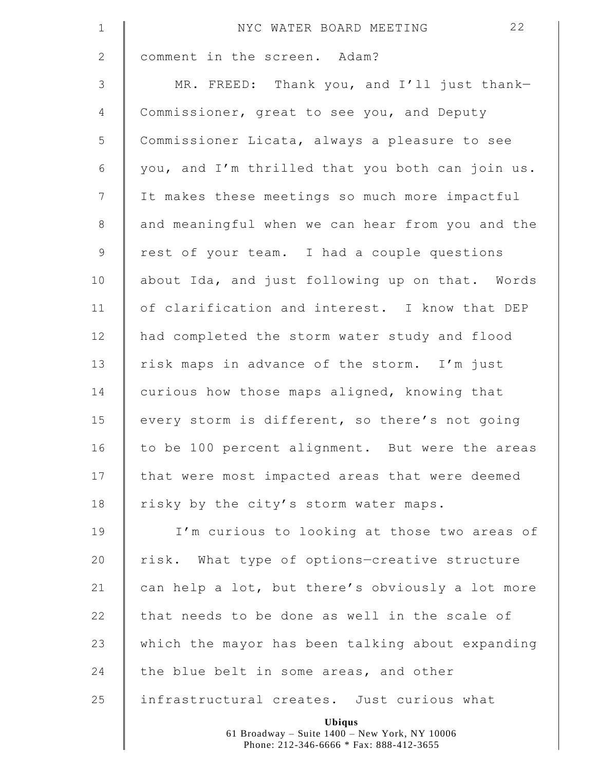comment in the screen. Adam?

MR. FREED: Thank you, and I'll just thank—Commissioner, great to see you, and Deputy Commissioner Licata, always a pleasure to see you, and I'm thrilled that you both can join us. It makes these meetings so much more impactful and meaningful when we can hear from you and the rest of your team. I had a couple questions about Ida, and just following up on that. Words of clarification and interest. I know that DEP had completed the storm water study and flood risk maps in advance of the storm. I'm just curious how those maps aligned, knowing that every storm is different, so there's not going to be 100 percent alignment. But were the areas that were most impacted areas that were deemed risky by the city's storm water maps.

I'm curious to looking at those two areas of risk. What type of options—creative structure can help a lot, but there's obviously a lot more that needs to be done as well in the scale of which the mayor has been talking about expanding the blue belt in some areas, and other infrastructural creates. Just curious what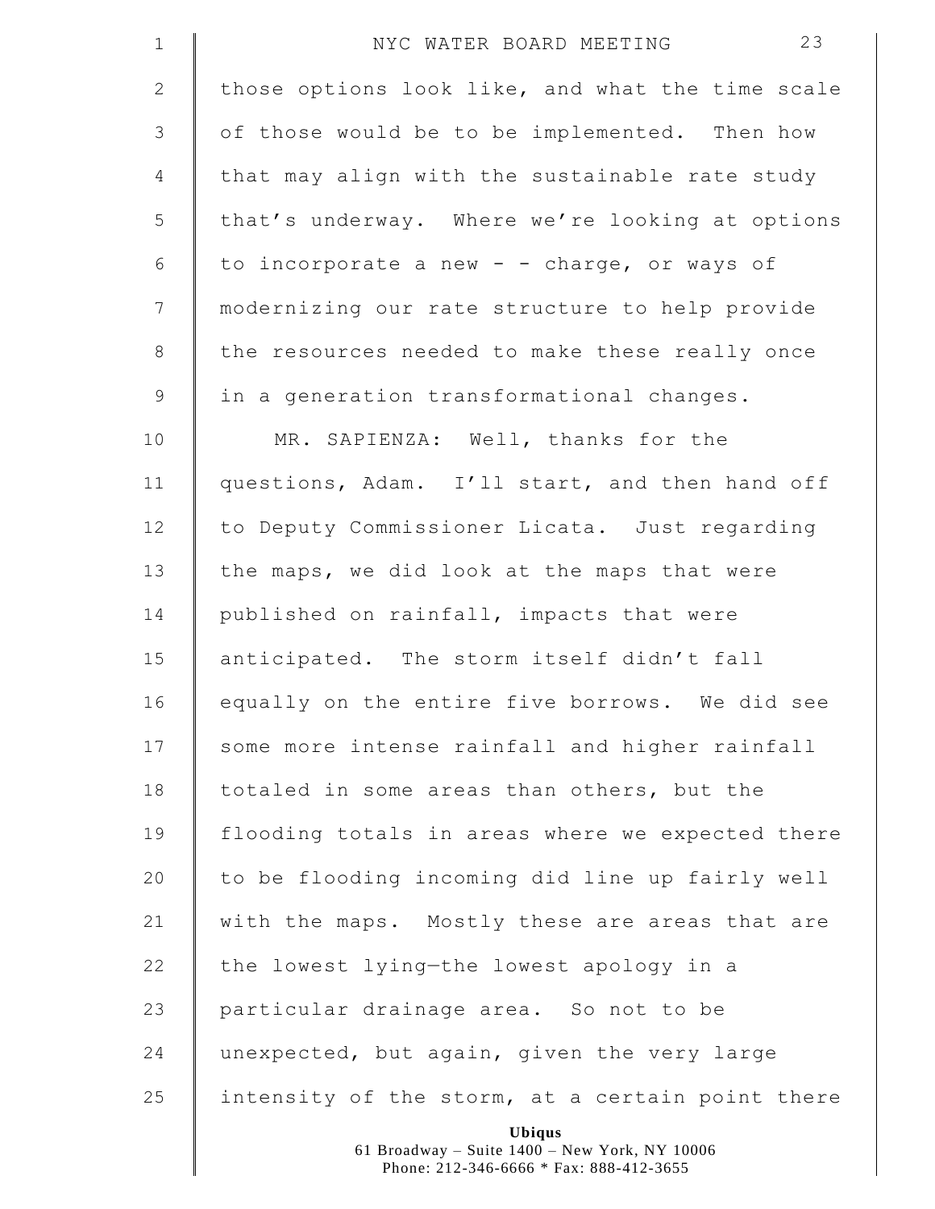those options look like, and what the time scale of those would be to be implemented. Then how that may align with the sustainable rate study that's underway. Where we're looking at options to incorporate a new - - charge, or ways of modernizing our rate structure to help provide the resources needed to make these really once in a generation transformational changes.

MR. SAPIENZA: Well, thanks for the questions, Adam. I'll start, and then hand off to Deputy Commissioner Licata. Just regarding the maps, we did look at the maps that were published on rainfall, impacts that were anticipated. The storm itself didn't fall equally on the entire five borrows. We did see some more intense rainfall and higher rainfall totaled in some areas than others, but the flooding totals in areas where we expected there to be flooding incoming did line up fairly well with the maps. Mostly these are areas that are the lowest lying—the lowest apology in a particular drainage area. So not to be unexpected, but again, given the very large intensity of the storm, at a certain point there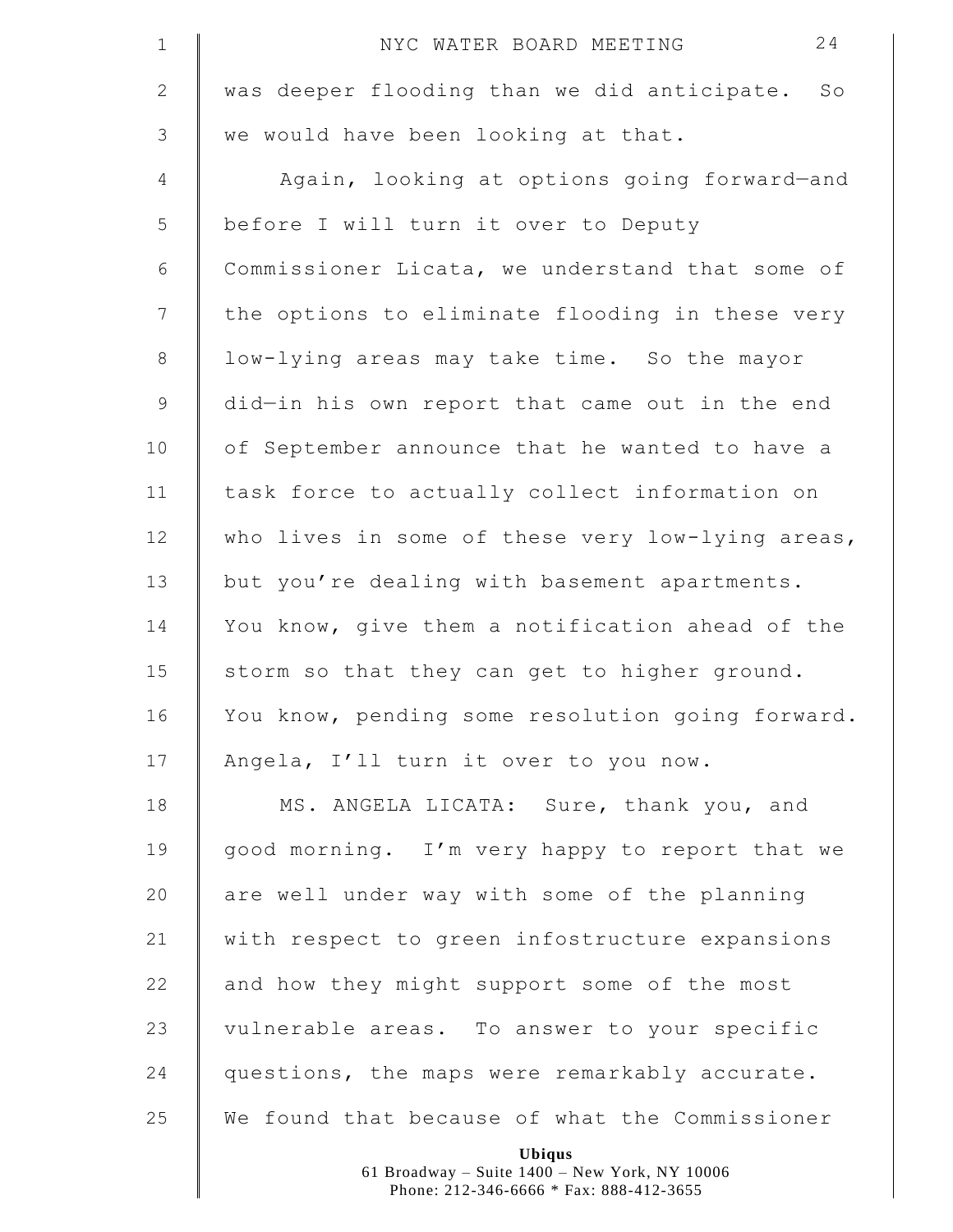was deeper flooding than we did anticipate. So we would have been looking at that.

Again, looking at options going forward—and before I will turn it over to Deputy Commissioner Licata, we understand that some of the options to eliminate flooding in these very low-lying areas may take time. So the mayor did—in his own report that came out in the end of September announce that he wanted to have a task force to actually collect information on who lives in some of these very low-lying areas, but you're dealing with basement apartments. You know, give them a notification ahead of the storm so that they can get to higher ground. You know, pending some resolution going forward. Angela, I'll turn it over to you now.

MS. ANGELA LICATA: Sure, thank you, and good morning. I'm very happy to report that we are well under way with some of the planning with respect to green infostructure expansions and how they might support some of the most vulnerable areas. To answer to your specific questions, the maps were remarkably accurate. We found that because of what the Commissioner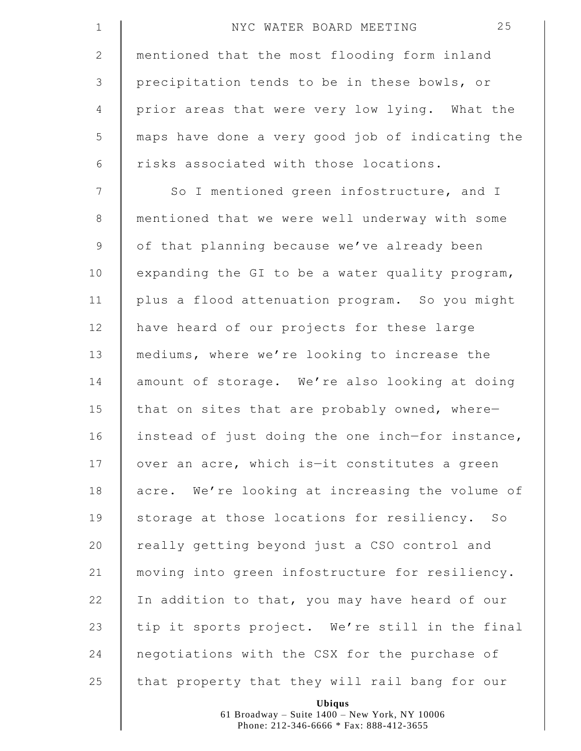mentioned that the most flooding form inland precipitation tends to be in these bowls, or prior areas that were very low lying. What the maps have done a very good job of indicating the risks associated with those locations.

So I mentioned green infostructure, and I mentioned that we were well underway with some of that planning because we've already been expanding the GI to be a water quality program, plus a flood attenuation program. So you might have heard of our projects for these large mediums, where we're looking to increase the amount of storage. We're also looking at doing that on sites that are probably owned, where—instead of just doing the one inch—for instance, over an acre, which is—it constitutes a green acre. We're looking at increasing the volume of storage at those locations for resiliency. So really getting beyond just a CSO control and moving into green infostructure for resiliency. In addition to that, you may have heard of our tip it sports project. We're still in the final negotiations with the CSX for the purchase of that property that they will rail bang for our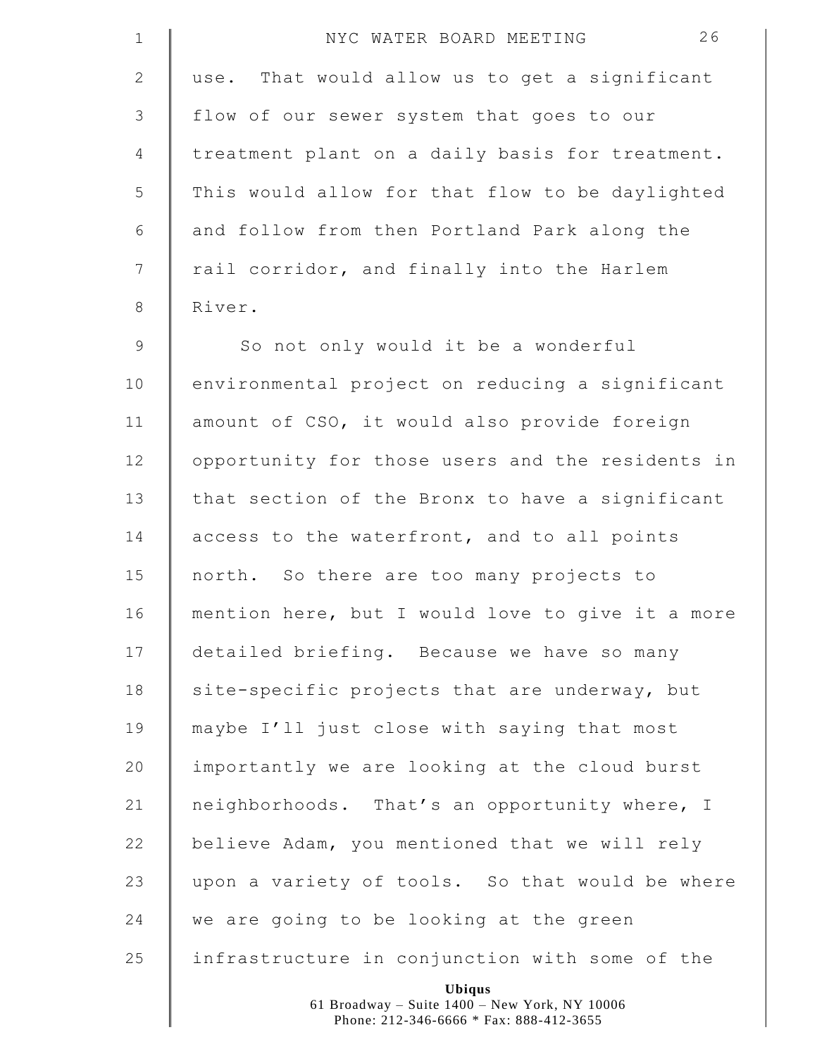use. That would allow us to get a significant flow of our sewer system that goes to our treatment plant on a daily basis for treatment. This would allow for that flow to be daylighted and follow from then Portland Park along the rail corridor, and finally into the Harlem River.

So not only would it be a wonderful environmental project on reducing a significant amount of CSO, it would also provide foreign opportunity for those users and the residents in that section of the Bronx to have a significant access to the waterfront, and to all points north. So there are too many projects to mention here, but I would love to give it a more detailed briefing. Because we have so many site-specific projects that are underway, but maybe I'll just close with saying that most importantly we are looking at the cloud burst neighborhoods. That's an opportunity where, I believe Adam, you mentioned that we will rely upon a variety of tools. So that would be where we are going to be looking at the green infrastructure in conjunction with some of the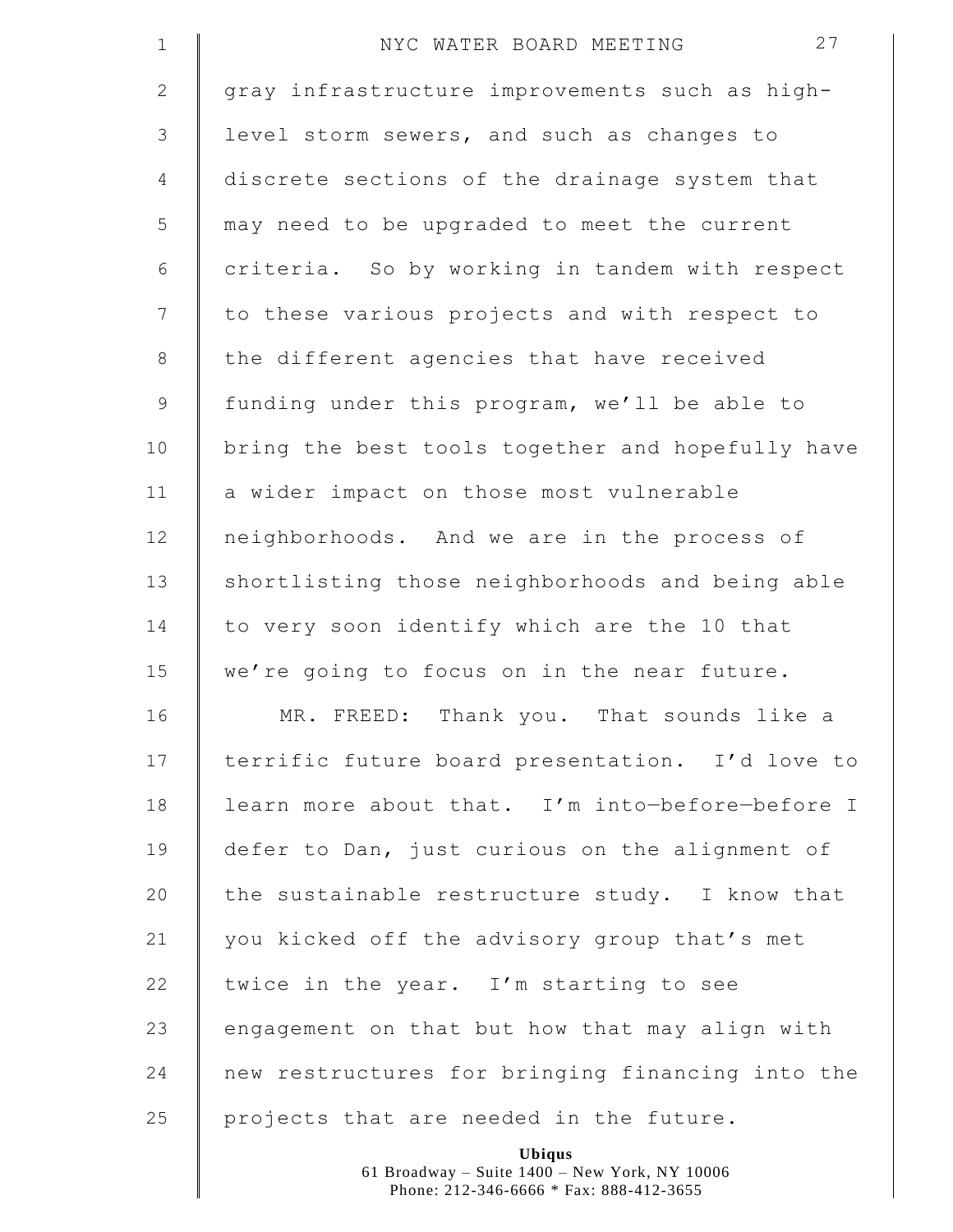gray infrastructure improvements such as high-level storm sewers, and such as changes to discrete sections of the drainage system that may need to be upgraded to meet the current criteria. So by working in tandem with respect to these various projects and with respect to the different agencies that have received funding under this program, we'll be able to bring the best tools together and hopefully have a wider impact on those most vulnerable neighborhoods. And we are in the process of shortlisting those neighborhoods and being able to very soon identify which are the 10 that we're going to focus on in the near future.

MR. FREED: Thank you. That sounds like a terrific future board presentation. I'd love to learn more about that. I'm into—before—before I defer to Dan, just curious on the alignment of the sustainable restructure study. I know that you kicked off the advisory group that's met twice in the year. I'm starting to see engagement on that but how that may align with new restructures for bringing financing into the projects that are needed in the future.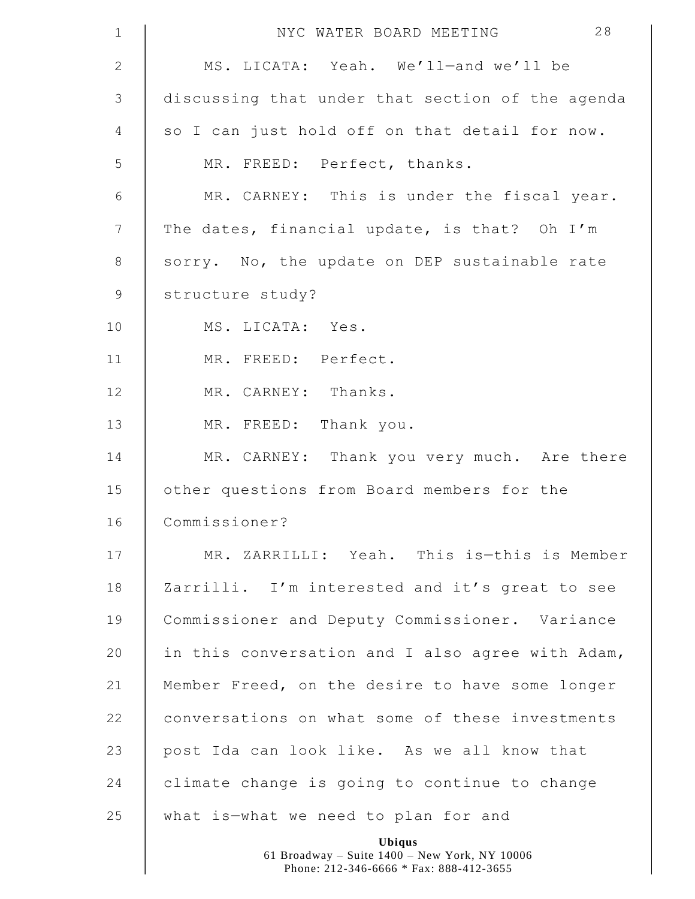MS. LICATA: Yeah. We'll—and we'll be discussing that under that section of the agenda so I can just hold off on that detail for now.

MR. FREED: Perfect, thanks.

MR. CARNEY: This is under the fiscal year. The dates, financial update, is that? Oh I'm sorry. No, the update on DEP sustainable rate structure study?

MS. LICATA: Yes.

MR. FREED: Perfect.

MR. CARNEY: Thanks.

MR. FREED: Thank you.

MR. CARNEY: Thank you very much. Are there other questions from Board members for the Commissioner?

MR. ZARRILLI: Yeah. This is—this is Member Zarrilli. I'm interested and it's great to see Commissioner and Deputy Commissioner. Variance in this conversation and I also agree with Adam, Member Freed, on the desire to have some longer conversations on what some of these investments post Ida can look like. As we all know that climate change is going to continue to change what is—what we need to plan for and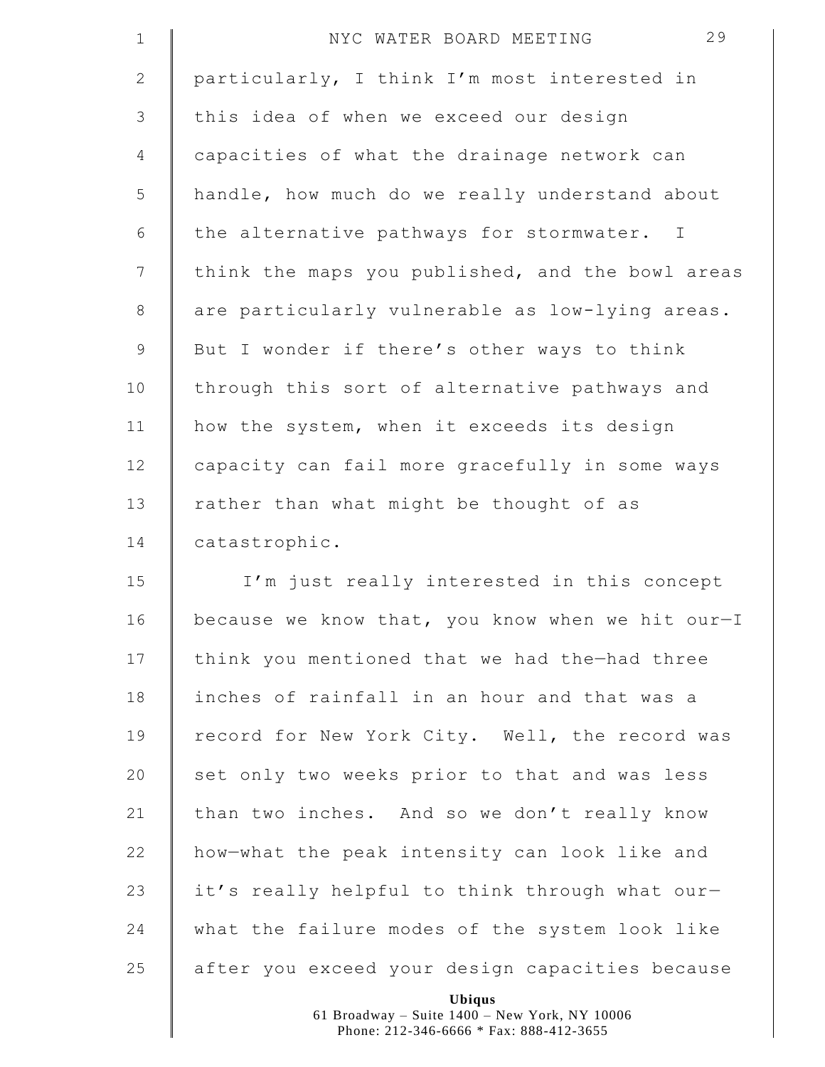particularly, I think I'm most interested in this idea of when we exceed our design capacities of what the drainage network can handle, how much do we really understand about the alternative pathways for stormwater. I think the maps you published, and the bowl areas are particularly vulnerable as low-lying areas. But I wonder if there's other ways to think through this sort of alternative pathways and how the system, when it exceeds its design capacity can fail more gracefully in some ways rather than what might be thought of as catastrophic.

I'm just really interested in this concept because we know that, you know when we hit our—I think you mentioned that we had the—had three inches of rainfall in an hour and that was a record for New York City. Well, the record was set only two weeks prior to that and was less than two inches. And so we don't really know how—what the peak intensity can look like and it's really helpful to think through what our—what the failure modes of the system look like after you exceed your design capacities because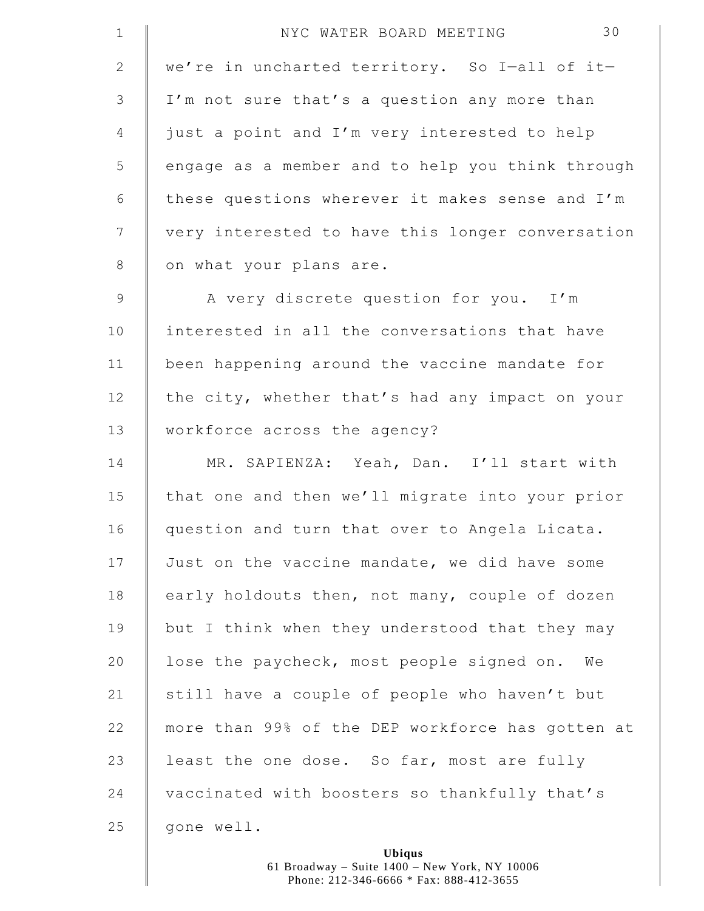we're in uncharted territory. So I—all of it—I'm not sure that's a question any more than just a point and I'm very interested to help engage as a member and to help you think through these questions wherever it makes sense and I'm very interested to have this longer conversation on what your plans are.

A very discrete question for you. I'm interested in all the conversations that have been happening around the vaccine mandate for the city, whether that's had any impact on your workforce across the agency?

MR. SAPIENZA: Yeah, Dan. I'll start with that one and then we'll migrate into your prior question and turn that over to Angela Licata. Just on the vaccine mandate, we did have some early holdouts then, not many, couple of dozen but I think when they understood that they may lose the paycheck, most people signed on. We still have a couple of people who haven't but more than 99% of the DEP workforce has gotten at least the one dose. So far, most are fully vaccinated with boosters so thankfully that's gone well.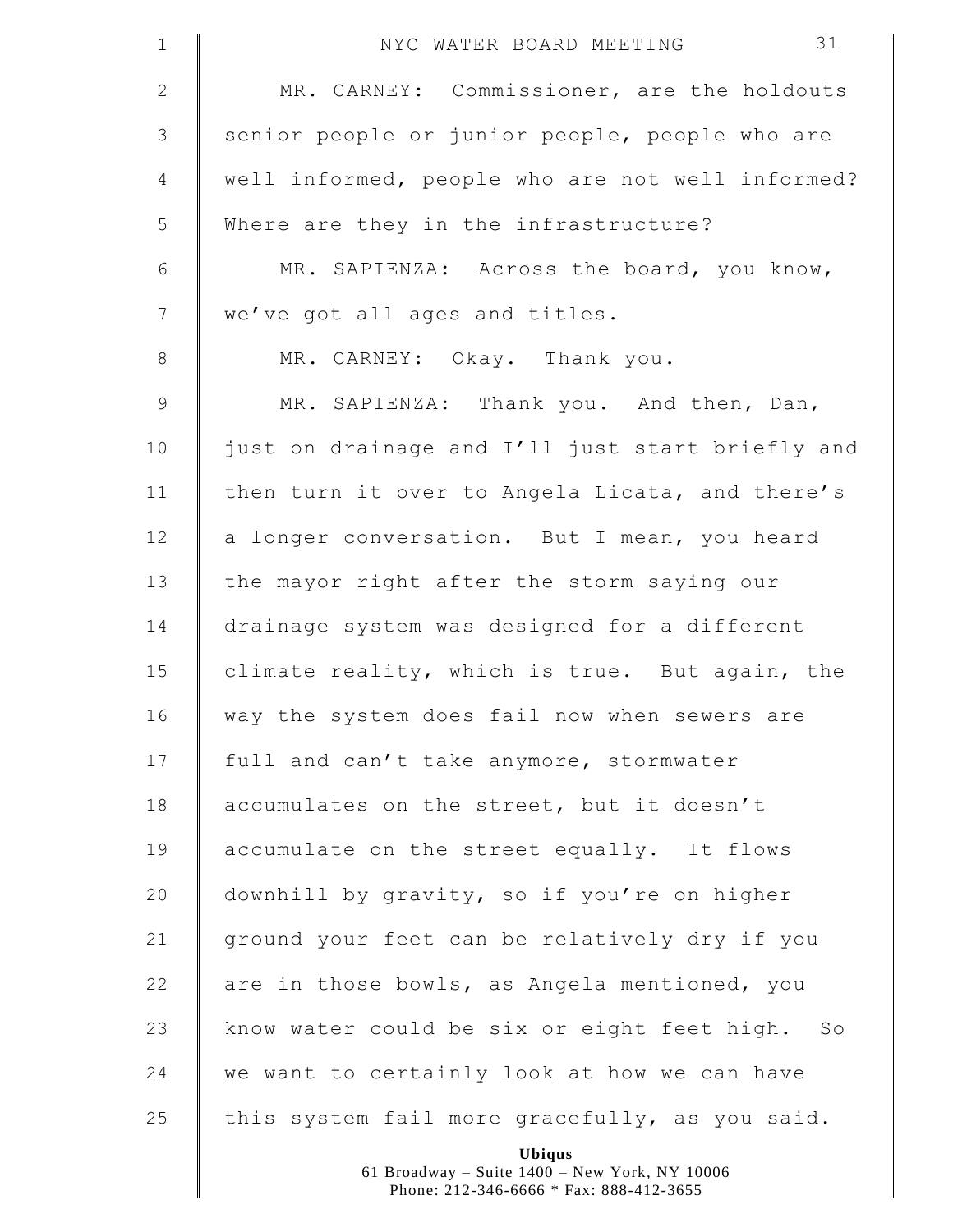MR. CARNEY: Commissioner, are the holdouts senior people or junior people, people who are well informed, people who are not well informed? Where are they in the infrastructure?

MR. SAPIENZA: Across the board, you know, we've got all ages and titles.

MR. CARNEY: Okay. Thank you.

MR. SAPIENZA: Thank you. And then, Dan, just on drainage and I'll just start briefly and then turn it over to Angela Licata, and there's a longer conversation. But I mean, you heard the mayor right after the storm saying our drainage system was designed for a different climate reality, which is true. But again, the way the system does fail now when sewers are full and can't take anymore, stormwater accumulates on the street, but it doesn't accumulate on the street equally. It flows downhill by gravity, so if you're on higher ground your feet can be relatively dry if you are in those bowls, as Angela mentioned, you know water could be six or eight feet high. So we want to certainly look at how we can have this system fail more gracefully, as you said.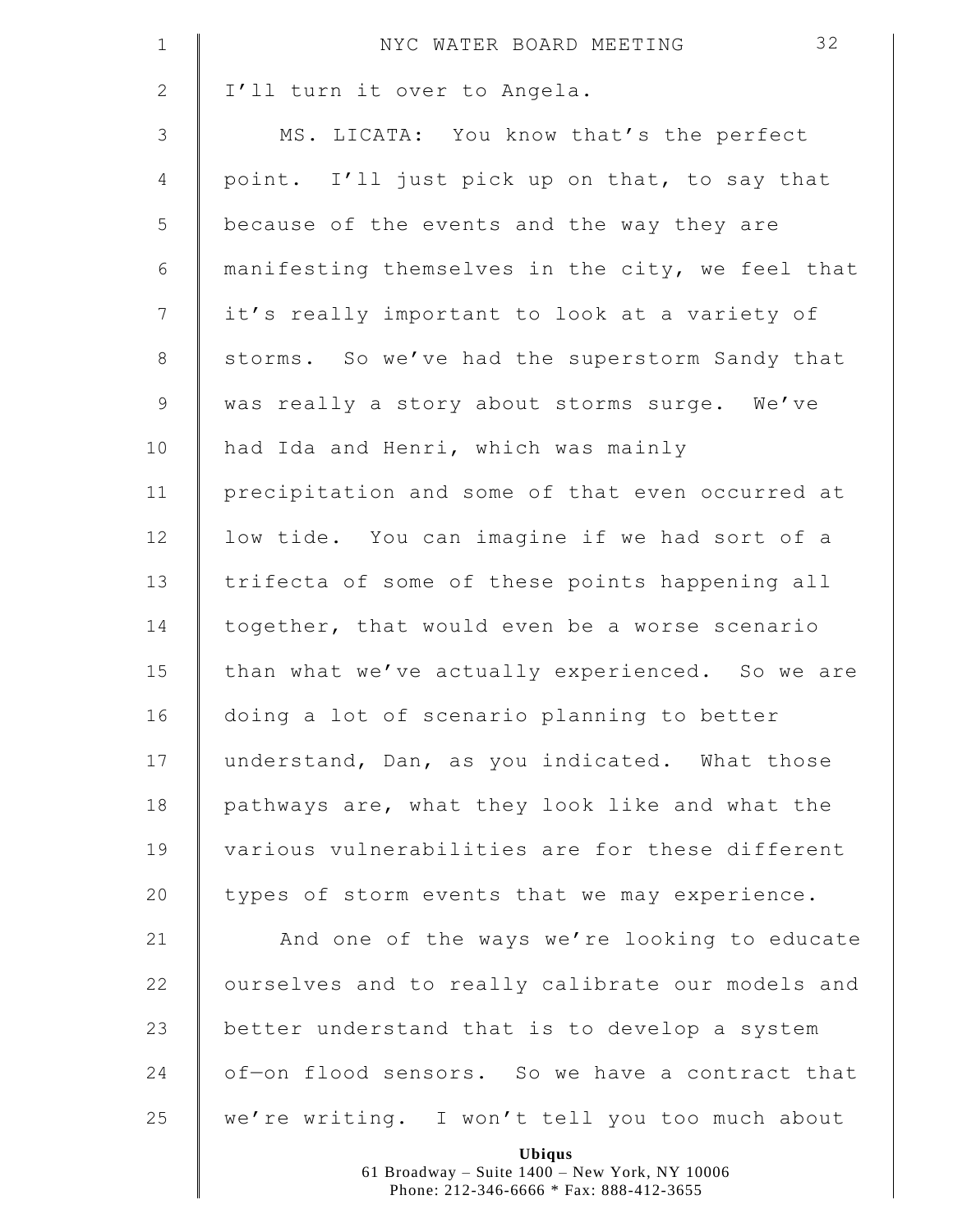I'll turn it over to Angela.

MS. LICATA: You know that's the perfect point. I'll just pick up on that, to say that because of the events and the way they are manifesting themselves in the city, we feel that it's really important to look at a variety of storms. So we've had the superstorm Sandy that was really a story about storms surge. We've had Ida and Henri, which was mainly precipitation and some of that even occurred at low tide. You can imagine if we had sort of a trifecta of some of these points happening all together, that would even be a worse scenario than what we've actually experienced. So we are doing a lot of scenario planning to better understand, Dan, as you indicated. What those pathways are, what they look like and what the various vulnerabilities are for these different types of storm events that we may experience.

And one of the ways we're looking to educate ourselves and to really calibrate our models and better understand that is to develop a system of—on flood sensors. So we have a contract that we're writing. I won't tell you too much about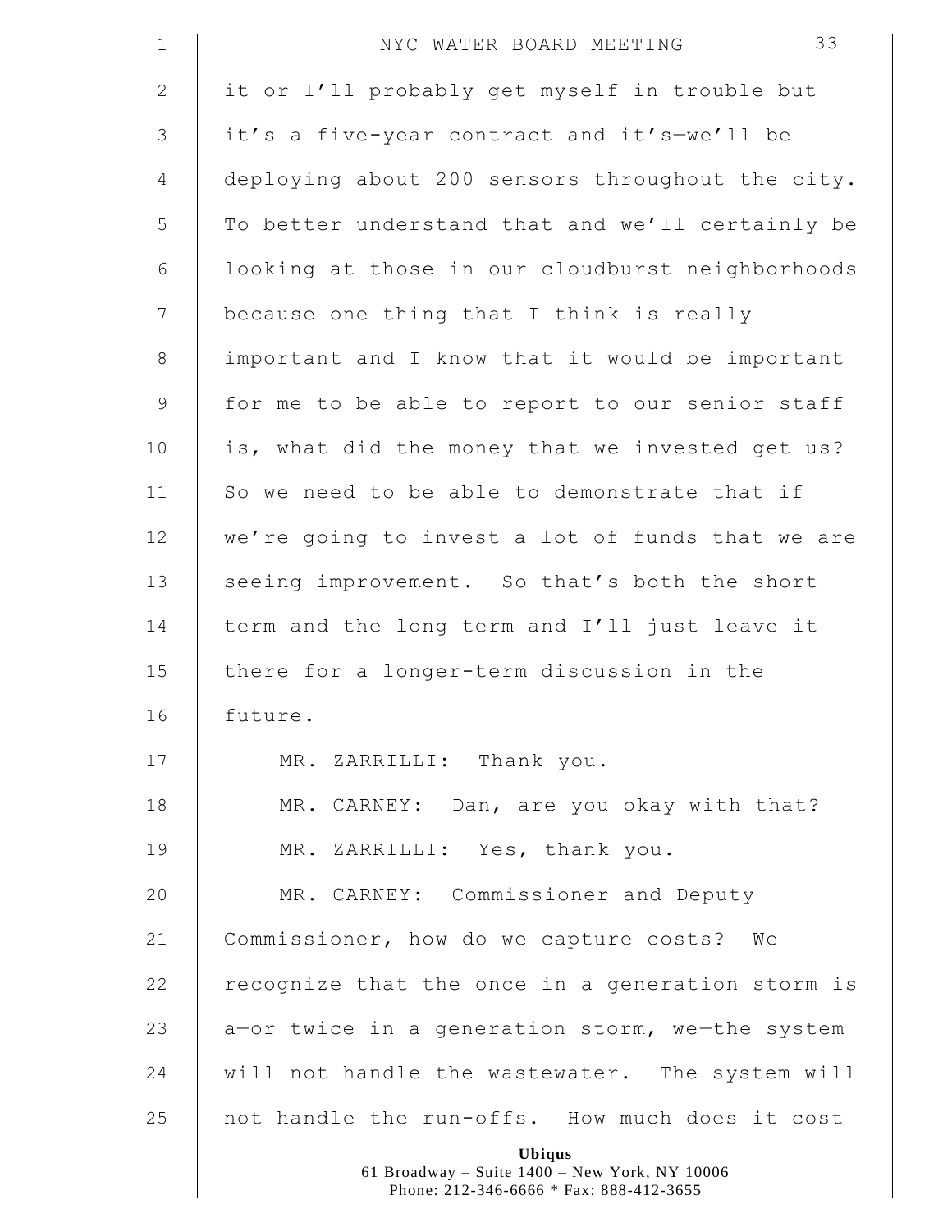it or I'll probably get myself in trouble but it's a five-year contract and it's—we'll be deploying about 200 sensors throughout the city. To better understand that and we'll certainly be looking at those in our cloudburst neighborhoods because one thing that I think is really important and I know that it would be important for me to be able to report to our senior staff is, what did the money that we invested get us? So we need to be able to demonstrate that if we're going to invest a lot of funds that we are seeing improvement. So that's both the short term and the long term and I'll just leave it there for a longer-term discussion in the future.

MR. ZARRILLI: Thank you.

MR. CARNEY: Dan, are you okay with that?

MR. ZARRILLI: Yes, thank you.

MR. CARNEY: Commissioner and Deputy Commissioner, how do we capture costs? We recognize that the once in a generation storm is a—or twice in a generation storm, we—the system will not handle the wastewater. The system will not handle the run-offs. How much does it cost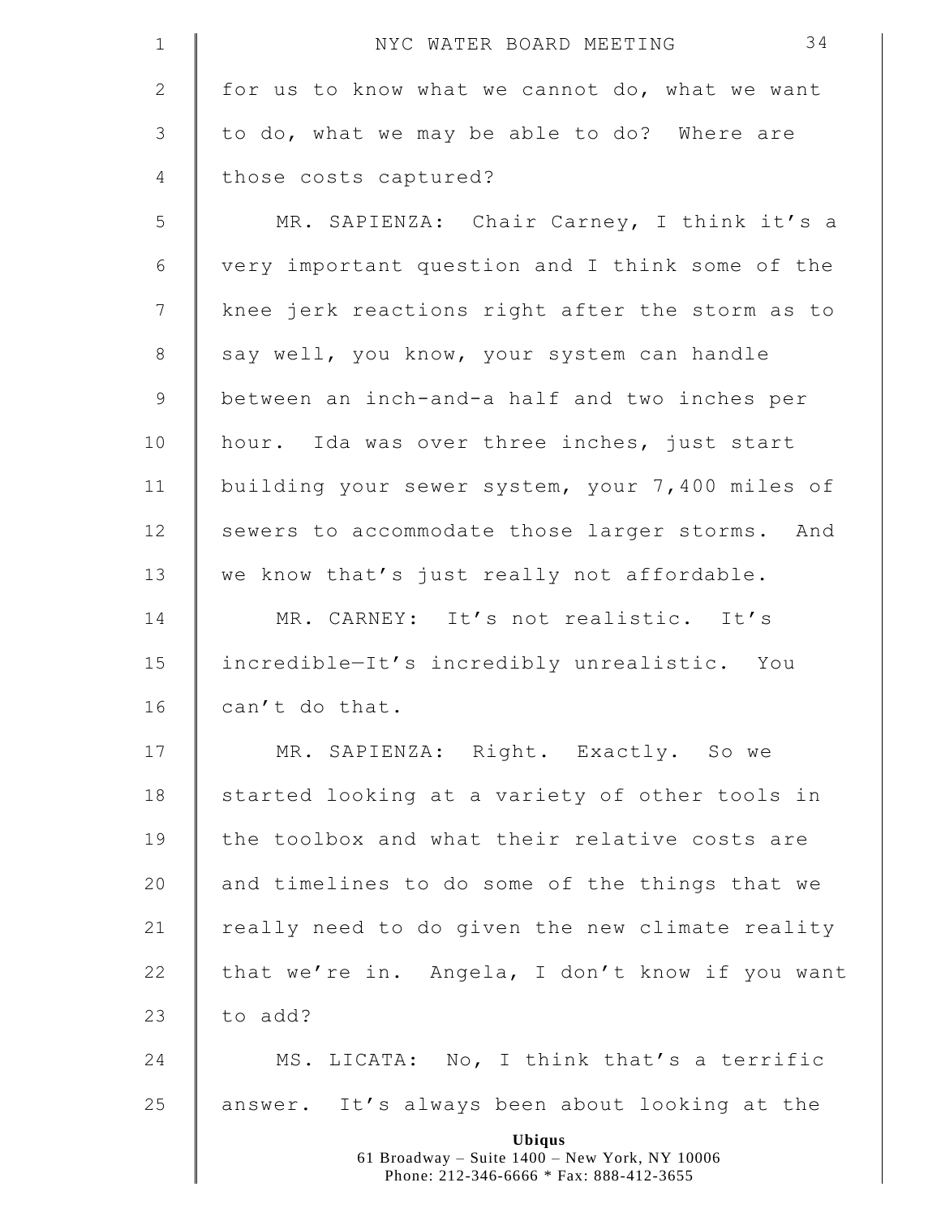for us to know what we cannot do, what we want to do, what we may be able to do? Where are those costs captured?

MR. SAPIENZA: Chair Carney, I think it's a very important question and I think some of the knee jerk reactions right after the storm as to say well, you know, your system can handle between an inch-and-a half and two inches per hour. Ida was over three inches, just start building your sewer system, your 7,400 miles of sewers to accommodate those larger storms. And we know that's just really not affordable.

MR. CARNEY: It's not realistic. It's incredible—It's incredibly unrealistic. You can't do that.

MR. SAPIENZA: Right. Exactly. So we started looking at a variety of other tools in the toolbox and what their relative costs are and timelines to do some of the things that we really need to do given the new climate reality that we're in. Angela, I don't know if you want to add?

MS. LICATA: No, I think that's a terrific answer. It's always been about looking at the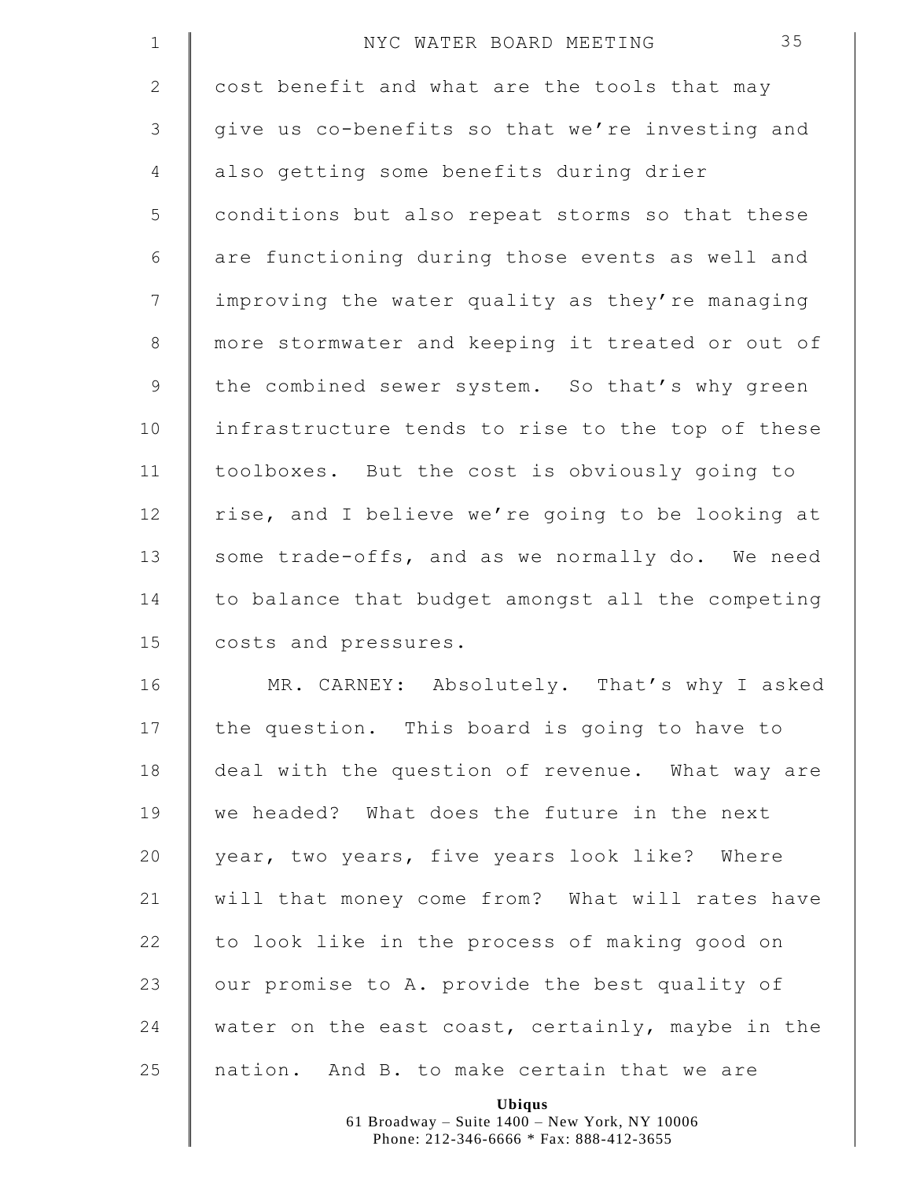cost benefit and what are the tools that may give us co-benefits so that we're investing and also getting some benefits during drier conditions but also repeat storms so that these are functioning during those events as well and improving the water quality as they're managing more stormwater and keeping it treated or out of the combined sewer system. So that's why green infrastructure tends to rise to the top of these toolboxes. But the cost is obviously going to rise, and I believe we're going to be looking at some trade-offs, and as we normally do. We need to balance that budget amongst all the competing costs and pressures.

MR. CARNEY: Absolutely. That's why I asked the question. This board is going to have to deal with the question of revenue. What way are we headed? What does the future in the next year, two years, five years look like? Where will that money come from? What will rates have to look like in the process of making good on our promise to A. provide the best quality of water on the east coast, certainly, maybe in the nation. And B. to make certain that we are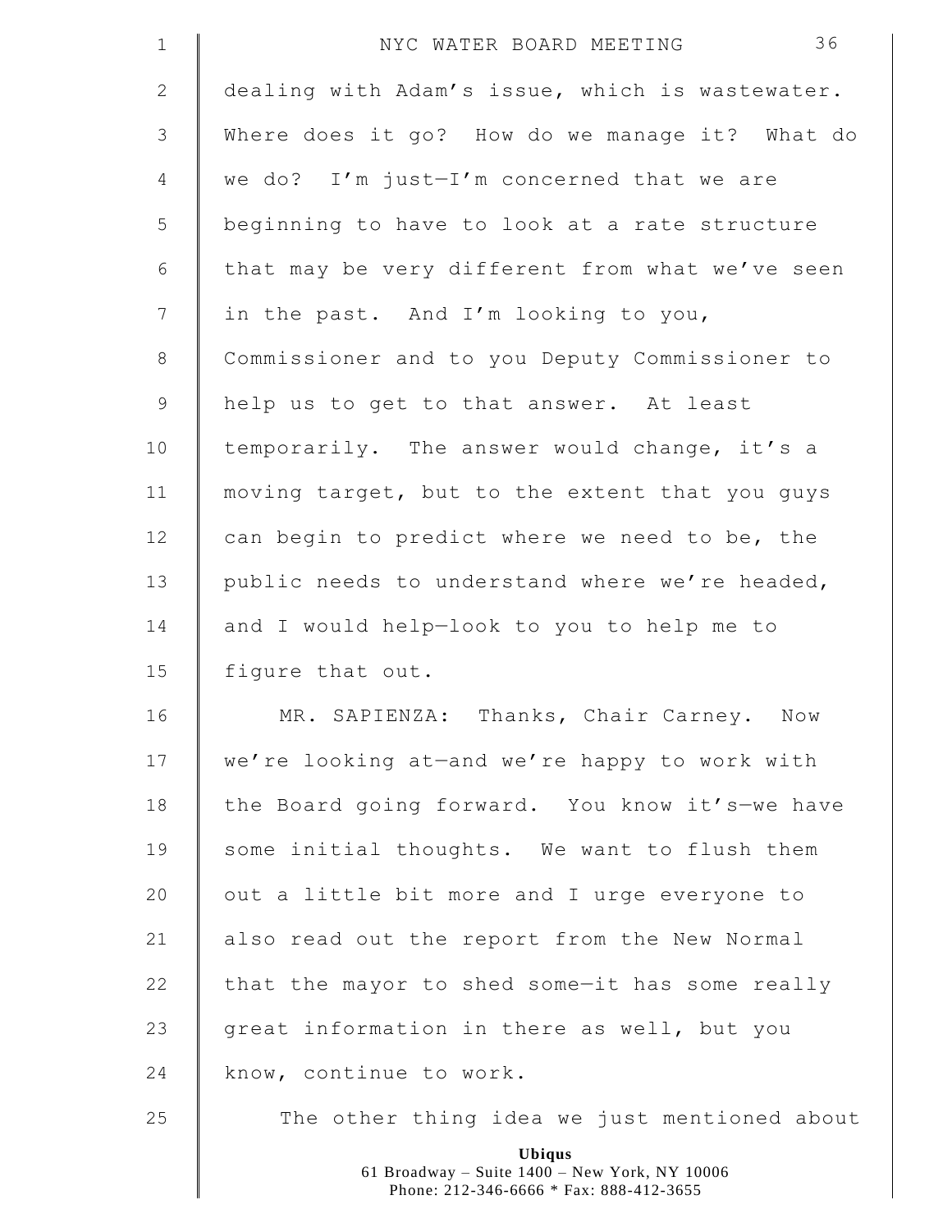dealing with Adam's issue, which is wastewater. Where does it go? How do we manage it? What do we do? I'm just—I'm concerned that we are beginning to have to look at a rate structure that may be very different from what we've seen in the past. And I'm looking to you, Commissioner and to you Deputy Commissioner to help us to get to that answer. At least temporarily. The answer would change, it's a moving target, but to the extent that you guys can begin to predict where we need to be, the public needs to understand where we're headed, and I would help—look to you to help me to figure that out.

MR. SAPIENZA: Thanks, Chair Carney. Now we're looking at—and we're happy to work with the Board going forward. You know it's—we have some initial thoughts. We want to flush them out a little bit more and I urge everyone to also read out the report from the New Normal that the mayor to shed some—it has some really great information in there as well, but you know, continue to work.

The other thing idea we just mentioned about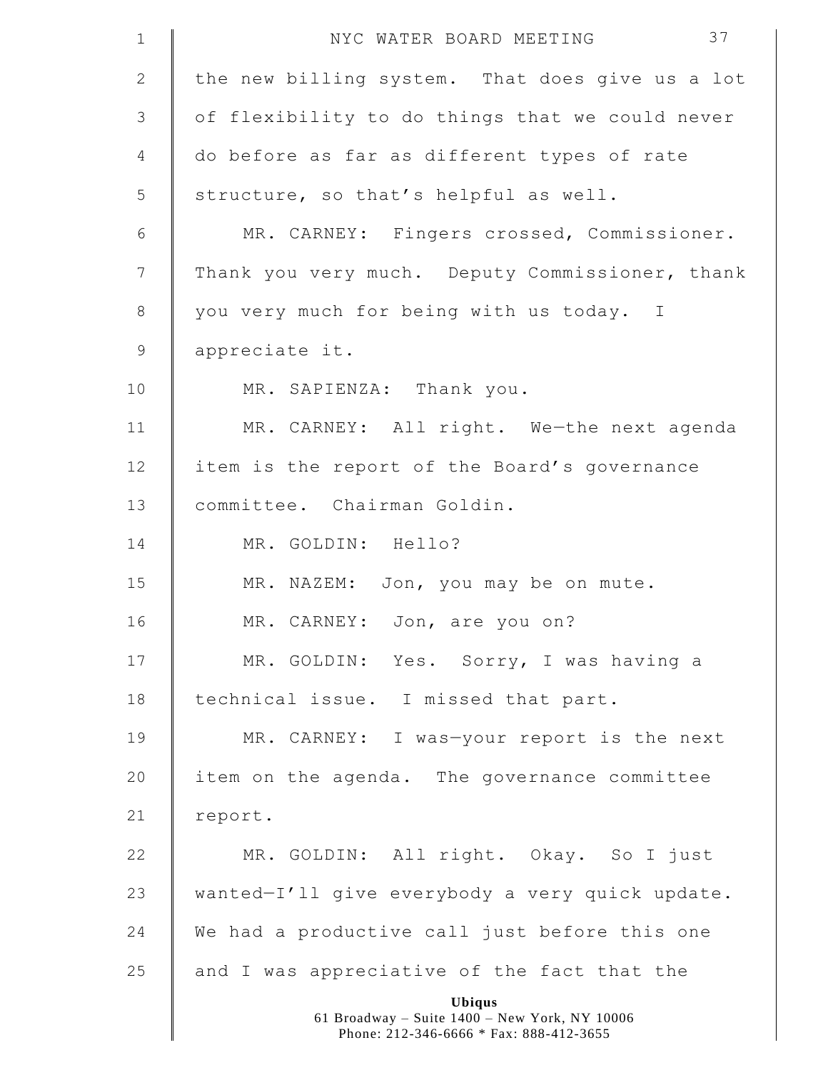the new billing system. That does give us a lot of flexibility to do things that we could never do before as far as different types of rate structure, so that's helpful as well.

MR. CARNEY: Fingers crossed, Commissioner. Thank you very much. Deputy Commissioner, thank you very much for being with us today. I appreciate it.

MR. SAPIENZA: Thank you.

MR. CARNEY: All right. We—the next agenda item is the report of the Board's governance committee. Chairman Goldin.

MR. GOLDIN: Hello?

MR. NAZEM: Jon, you may be on mute.

MR. CARNEY: Jon, are you on?

MR. GOLDIN: Yes. Sorry, I was having a technical issue. I missed that part.

MR. CARNEY: I was—your report is the next item on the agenda. The governance committee report.

MR. GOLDIN: All right. Okay. So I just wanted—I'll give everybody a very quick update. We had a productive call just before this one and I was appreciative of the fact that the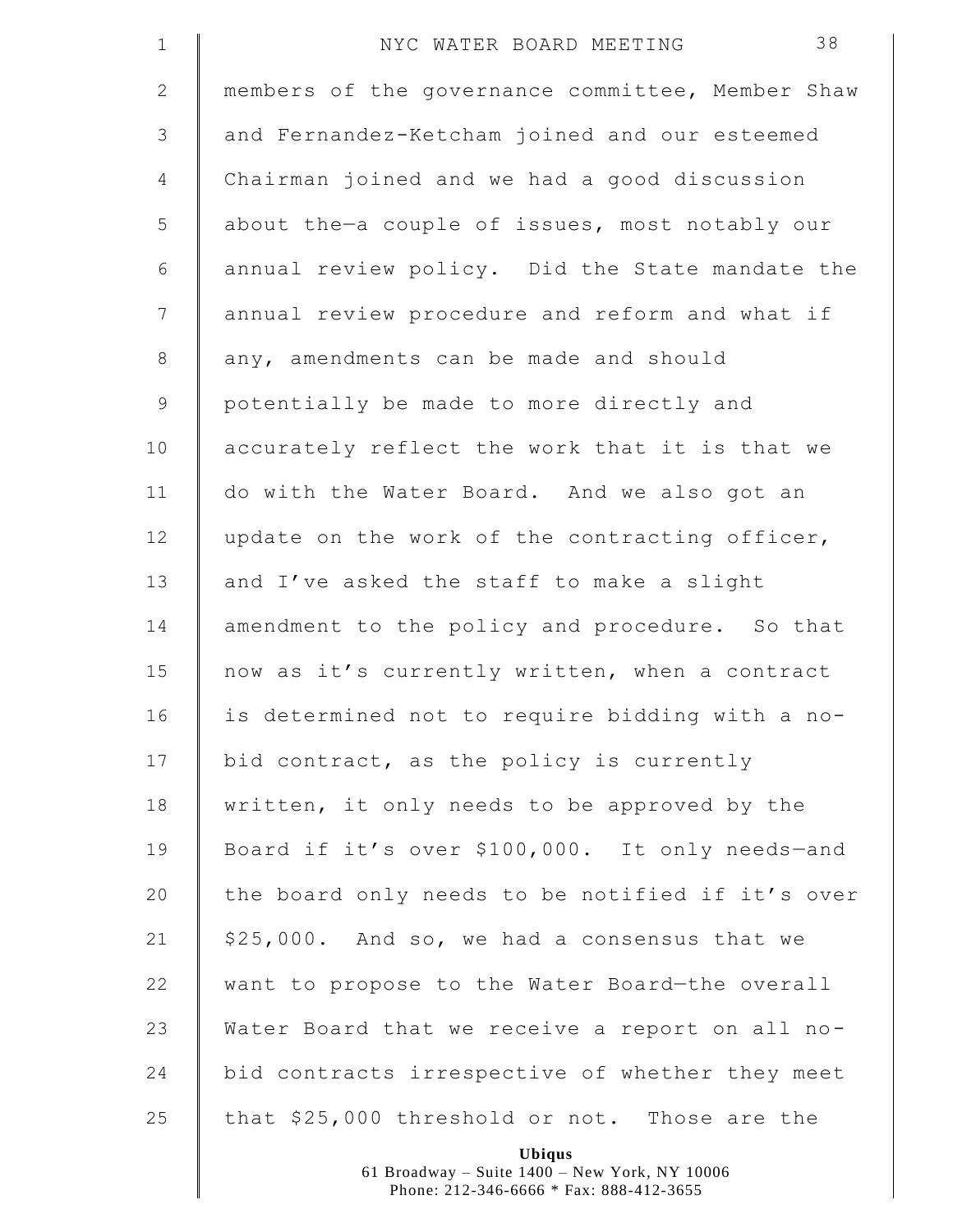members of the governance committee, Member Shaw and Fernandez-Ketcham joined and our esteemed Chairman joined and we had a good discussion about the—a couple of issues, most notably our annual review policy. Did the State mandate the annual review procedure and reform and what if any, amendments can be made and should potentially be made to more directly and accurately reflect the work that it is that we do with the Water Board. And we also got an update on the work of the contracting officer, and I've asked the staff to make a slight amendment to the policy and procedure. So that now as it's currently written, when a contract is determined not to require bidding with a no-bid contract, as the policy is currently written, it only needs to be approved by the Board if it's over $100,000. It only needs—and the board only needs to be notified if it's over $25,000. And so, we had a consensus that we want to propose to the Water Board—the overall Water Board that we receive a report on all no-bid contracts irrespective of whether they meet that $25,000 threshold or not. Those are the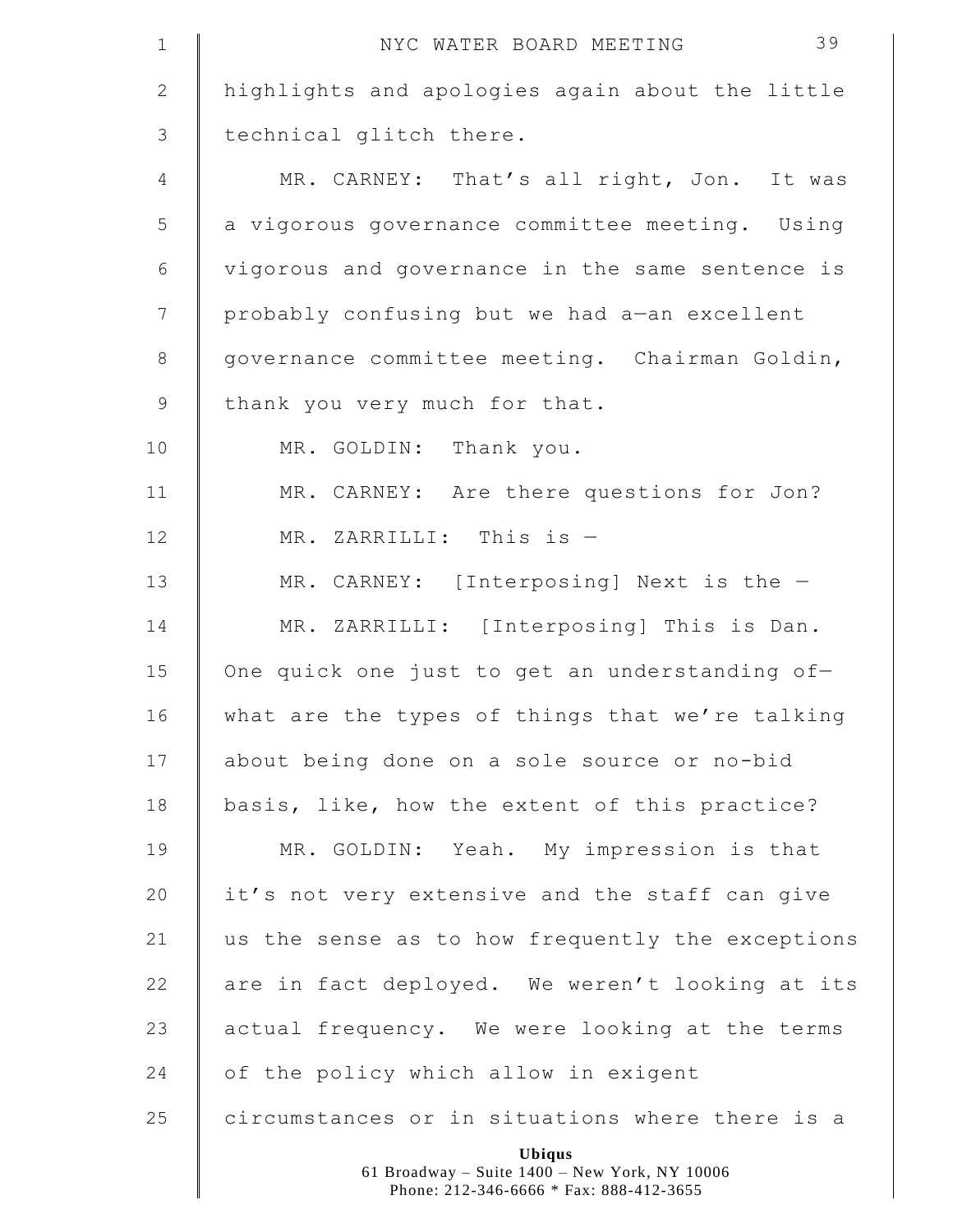highlights and apologies again about the little technical glitch there.

MR. CARNEY: That's all right, Jon. It was a vigorous governance committee meeting. Using vigorous and governance in the same sentence is probably confusing but we had a—an excellent governance committee meeting. Chairman Goldin, thank you very much for that.

MR. GOLDIN: Thank you.

MR. CARNEY: Are there questions for Jon?

MR. ZARRILLI: This is —

MR. CARNEY: [Interposing] Next is the —

MR. ZARRILLI: [Interposing] This is Dan. One quick one just to get an understanding of—what are the types of things that we're talking about being done on a sole source or no-bid basis, like, how the extent of this practice?

MR. GOLDIN: Yeah. My impression is that it's not very extensive and the staff can give us the sense as to how frequently the exceptions are in fact deployed. We weren't looking at its actual frequency. We were looking at the terms of the policy which allow in exigent circumstances or in situations where there is a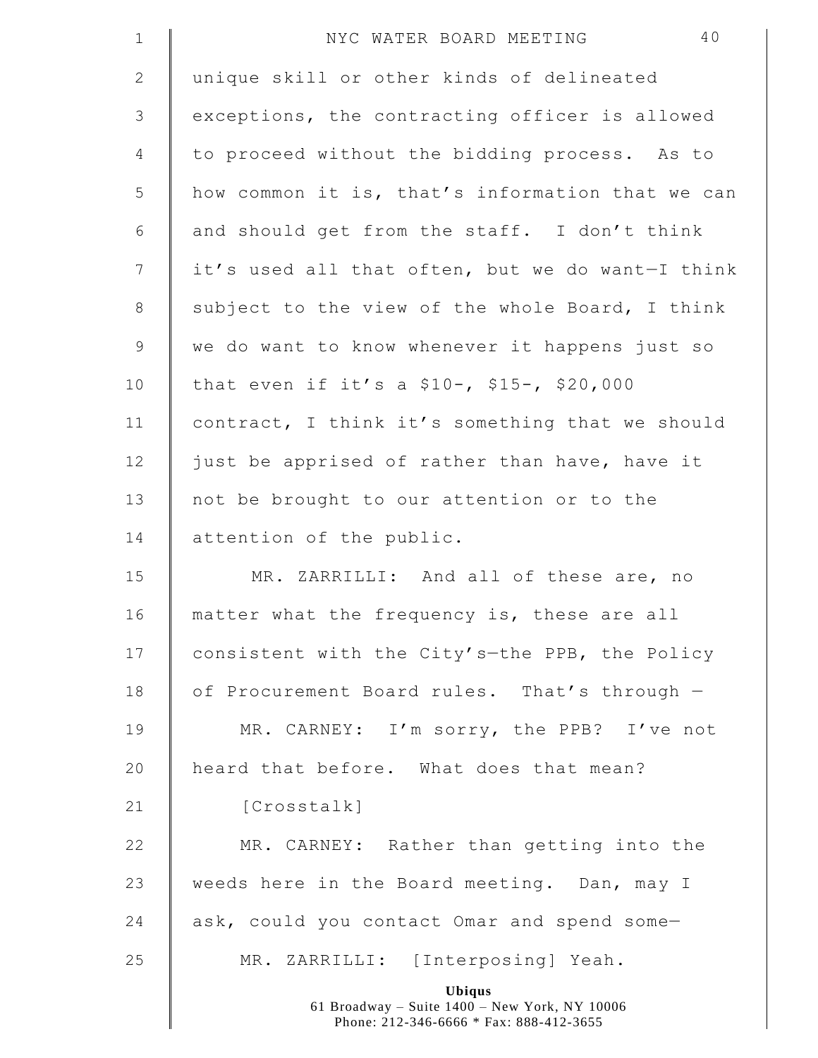unique skill or other kinds of delineated exceptions, the contracting officer is allowed to proceed without the bidding process. As to how common it is, that's information that we can and should get from the staff. I don't think it's used all that often, but we do want—I think subject to the view of the whole Board, I think we do want to know whenever it happens just so that even if it's a $10-, $15-, $20,000 contract, I think it's something that we should just be apprised of rather than have, have it not be brought to our attention or to the attention of the public.

MR. ZARRILLI: And all of these are, no matter what the frequency is, these are all consistent with the City's—the PPB, the Policy of Procurement Board rules. That's through —

MR. CARNEY: I'm sorry, the PPB? I've not heard that before. What does that mean?

[Crosstalk]

MR. CARNEY: Rather than getting into the weeds here in the Board meeting. Dan, may I ask, could you contact Omar and spend some—

MR. ZARRILLI: [Interposing] Yeah.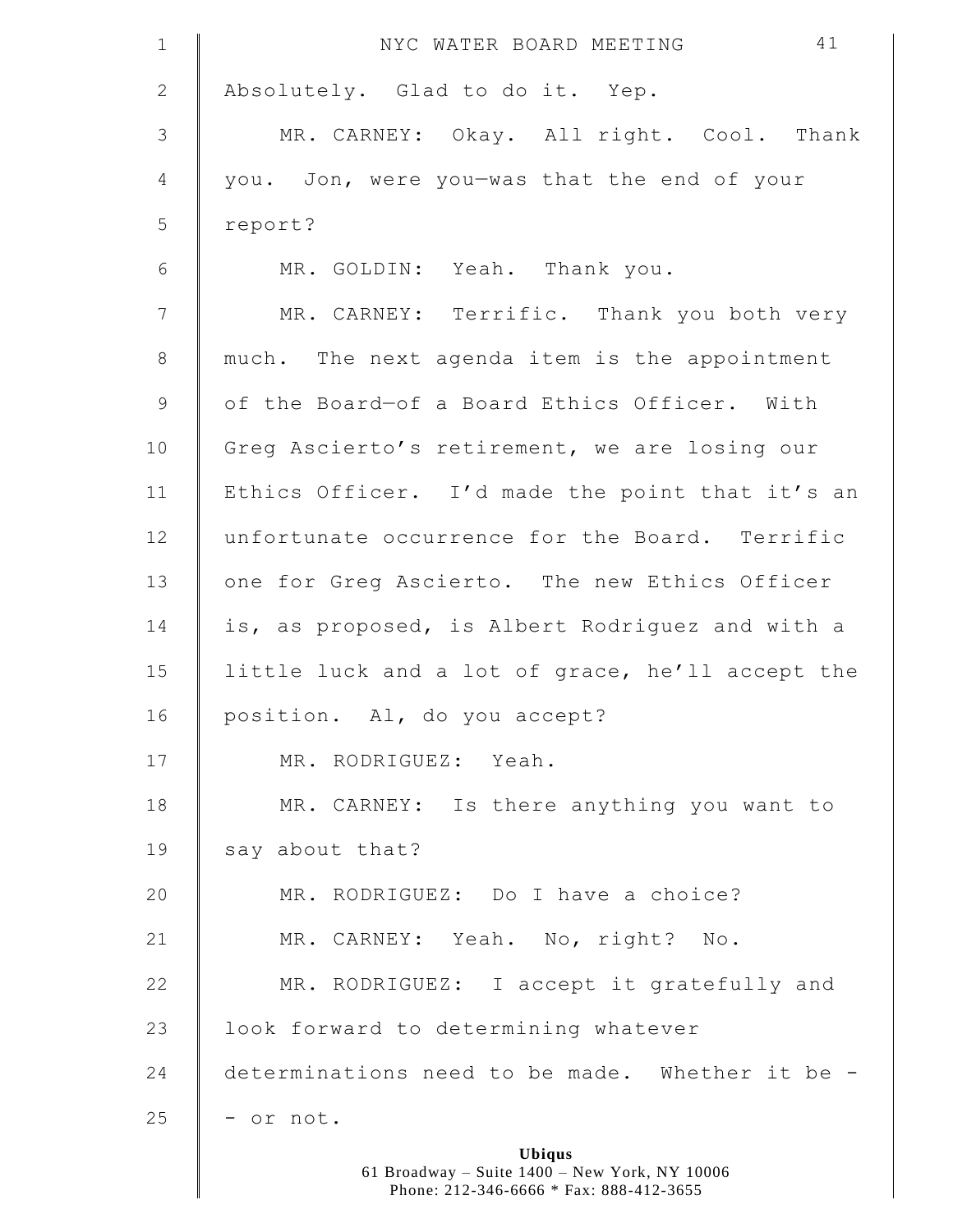Absolutely. Glad to do it. Yep.

MR. CARNEY: Okay. All right. Cool. Thank you. Jon, were you—was that the end of your report?

MR. GOLDIN: Yeah. Thank you.

MR. CARNEY: Terrific. Thank you both very much. The next agenda item is the appointment of the Board—of a Board Ethics Officer. With Greg Ascierto's retirement, we are losing our Ethics Officer. I'd made the point that it's an unfortunate occurrence for the Board. Terrific one for Greg Ascierto. The new Ethics Officer is, as proposed, is Albert Rodriguez and with a little luck and a lot of grace, he'll accept the position. Al, do you accept?

MR. RODRIGUEZ: Yeah.

MR. CARNEY: Is there anything you want to say about that?

MR. RODRIGUEZ: Do I have a choice?

MR. CARNEY: Yeah. No, right? No.

MR. RODRIGUEZ: I accept it gratefully and look forward to determining whatever determinations need to be made. Whether it be -- or not.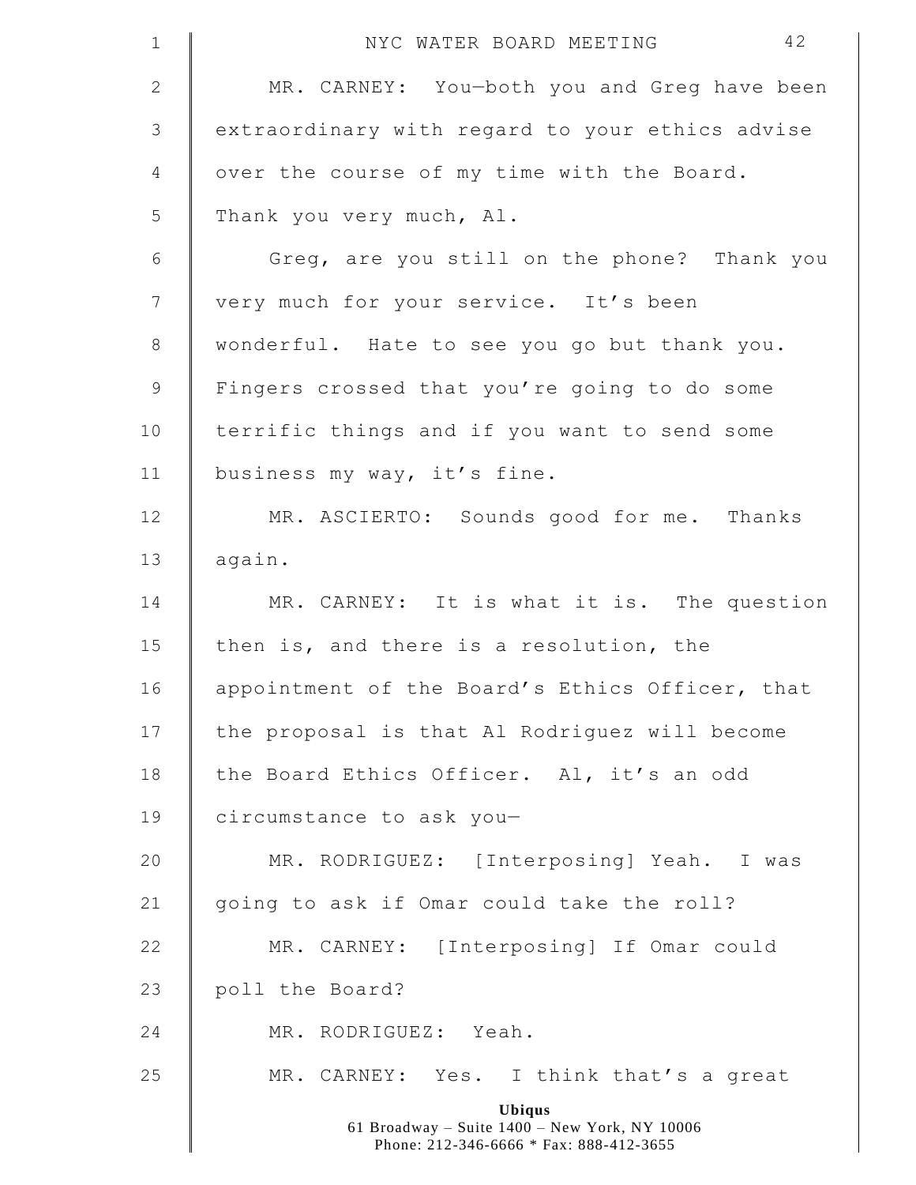MR. CARNEY: You—both you and Greg have been extraordinary with regard to your ethics advise over the course of my time with the Board. Thank you very much, Al.

Greg, are you still on the phone? Thank you very much for your service. It's been wonderful. Hate to see you go but thank you. Fingers crossed that you're going to do some terrific things and if you want to send some business my way, it's fine.

MR. ASCIERTO: Sounds good for me. Thanks again.

MR. CARNEY: It is what it is. The question then is, and there is a resolution, the appointment of the Board's Ethics Officer, that the proposal is that Al Rodriguez will become the Board Ethics Officer. Al, it's an odd circumstance to ask you—

MR. RODRIGUEZ: [Interposing] Yeah. I was going to ask if Omar could take the roll?

MR. CARNEY: [Interposing] If Omar could poll the Board?

MR. RODRIGUEZ: Yeah.

MR. CARNEY: Yes. I think that's a great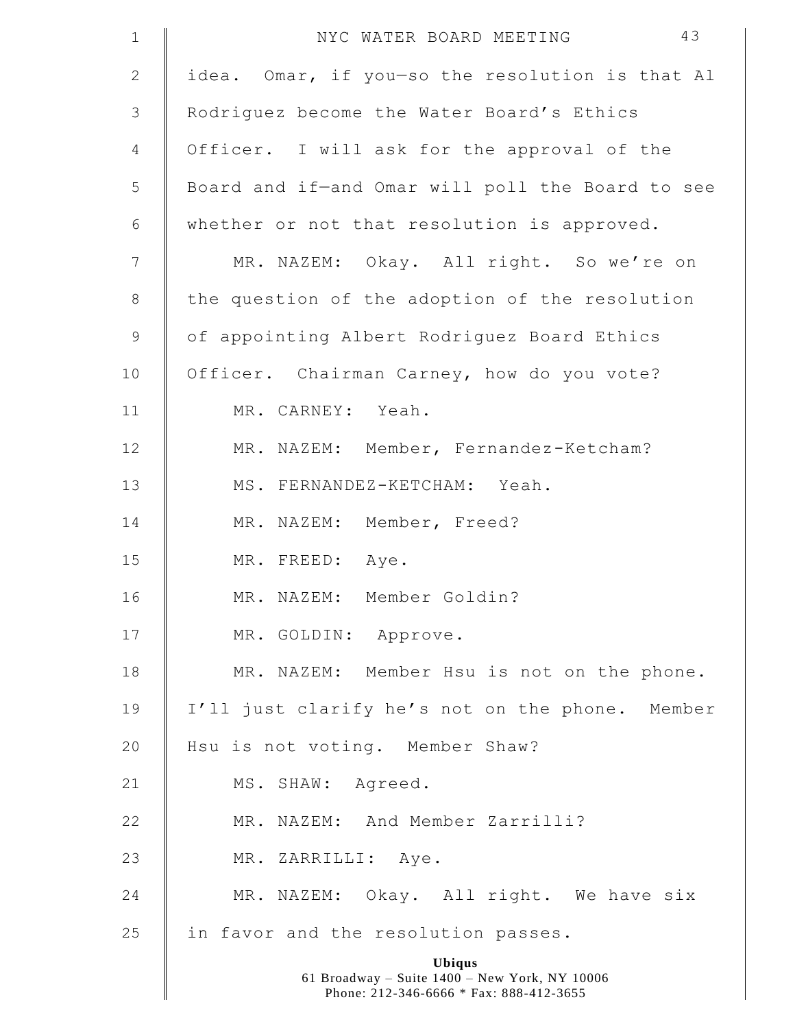idea. Omar, if you—so the resolution is that Al Rodriguez become the Water Board's Ethics Officer. I will ask for the approval of the Board and if—and Omar will poll the Board to see whether or not that resolution is approved.

MR. NAZEM: Okay. All right. So we're on the question of the adoption of the resolution of appointing Albert Rodriguez Board Ethics Officer. Chairman Carney, how do you vote?

MR. CARNEY: Yeah.

MR. NAZEM: Member, Fernandez-Ketcham?

MS. FERNANDEZ-KETCHAM: Yeah.

MR. NAZEM: Member, Freed?

MR. FREED: Aye.

MR. NAZEM: Member Goldin?

MR. GOLDIN: Approve.

MR. NAZEM: Member Hsu is not on the phone. I'll just clarify he's not on the phone. Member Hsu is not voting. Member Shaw?

MS. SHAW: Agreed.

MR. NAZEM: And Member Zarrilli?

MR. ZARRILLI: Aye.

MR. NAZEM: Okay. All right. We have six in favor and the resolution passes.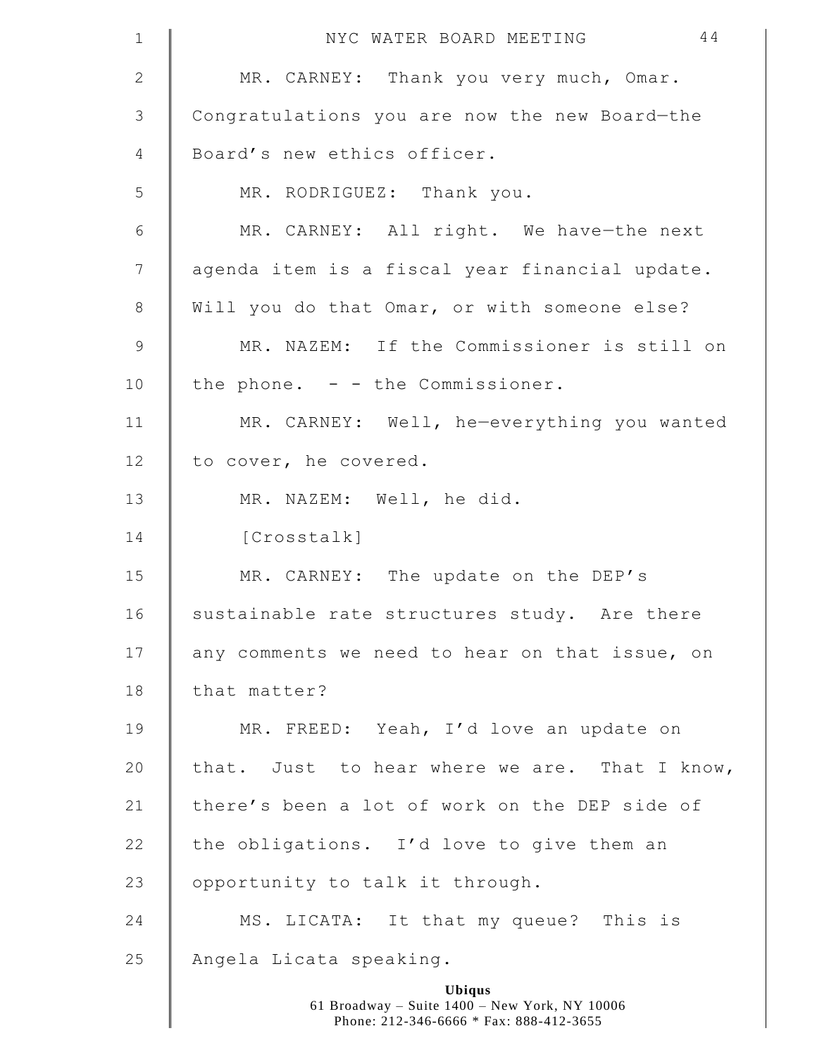MR. CARNEY: Thank you very much, Omar. Congratulations you are now the new Board—the Board's new ethics officer.

MR. RODRIGUEZ: Thank you.

MR. CARNEY: All right. We have—the next agenda item is a fiscal year financial update. Will you do that Omar, or with someone else?

MR. NAZEM: If the Commissioner is still on the phone. - - the Commissioner.

MR. CARNEY: Well, he—everything you wanted to cover, he covered.

MR. NAZEM: Well, he did.

[Crosstalk]

MR. CARNEY: The update on the DEP's sustainable rate structures study. Are there any comments we need to hear on that issue, on that matter?

MR. FREED: Yeah, I'd love an update on that. Just to hear where we are. That I know, there's been a lot of work on the DEP side of the obligations. I'd love to give them an opportunity to talk it through.

MS. LICATA: It that my queue? This is Angela Licata speaking.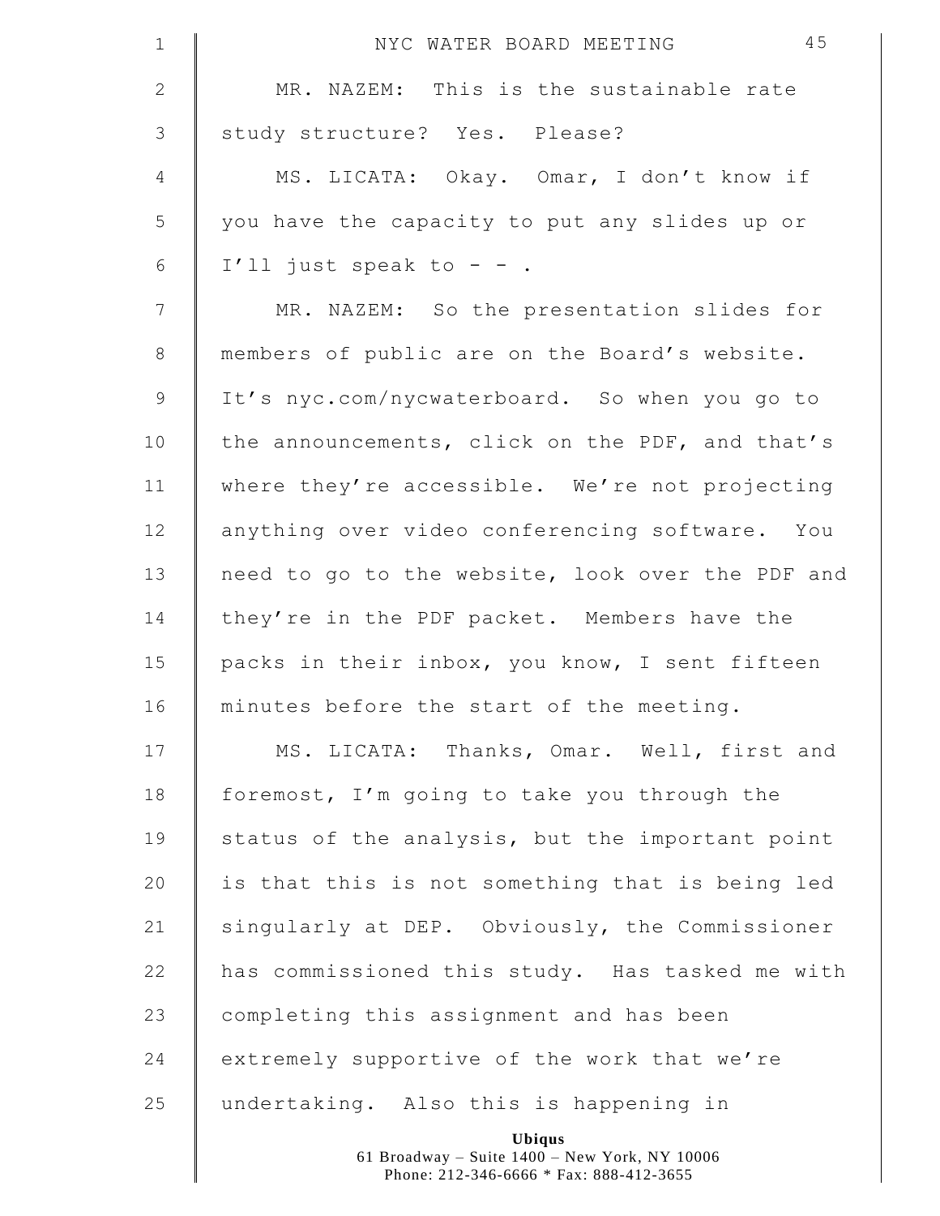MR. NAZEM: This is the sustainable rate study structure? Yes. Please?

MS. LICATA: Okay. Omar, I don't know if you have the capacity to put any slides up or I'll just speak to - - .

MR. NAZEM: So the presentation slides for members of public are on the Board's website. It's nyc.com/nycwaterboard. So when you go to the announcements, click on the PDF, and that's where they're accessible. We're not projecting anything over video conferencing software. You need to go to the website, look over the PDF and they're in the PDF packet. Members have the packs in their inbox, you know, I sent fifteen minutes before the start of the meeting.

MS. LICATA: Thanks, Omar. Well, first and foremost, I'm going to take you through the status of the analysis, but the important point is that this is not something that is being led singularly at DEP. Obviously, the Commissioner has commissioned this study. Has tasked me with completing this assignment and has been extremely supportive of the work that we're undertaking. Also this is happening in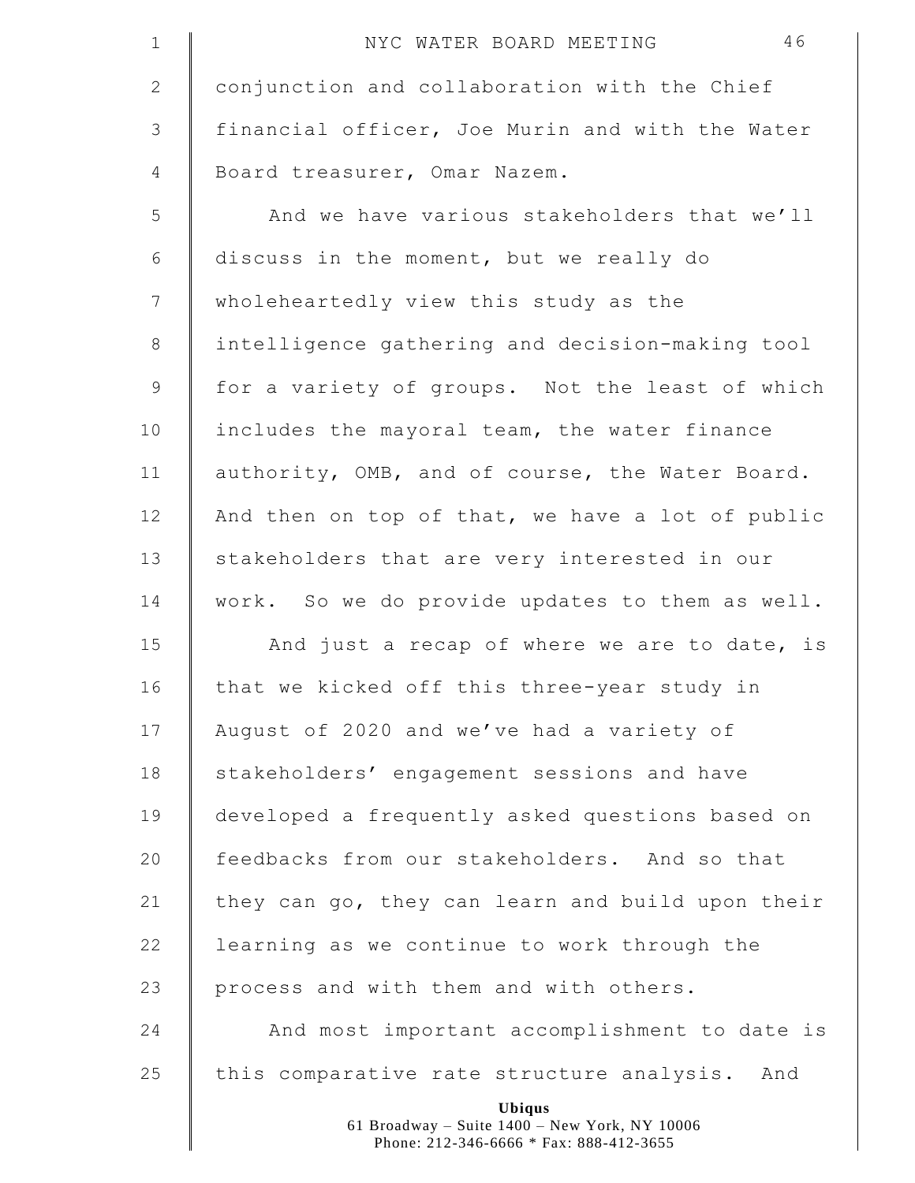conjunction and collaboration with the Chief financial officer, Joe Murin and with the Water Board treasurer, Omar Nazem.

And we have various stakeholders that we'll discuss in the moment, but we really do wholeheartedly view this study as the intelligence gathering and decision-making tool for a variety of groups. Not the least of which includes the mayoral team, the water finance authority, OMB, and of course, the Water Board. And then on top of that, we have a lot of public stakeholders that are very interested in our work. So we do provide updates to them as well.

And just a recap of where we are to date, is that we kicked off this three-year study in August of 2020 and we've had a variety of stakeholders' engagement sessions and have developed a frequently asked questions based on feedbacks from our stakeholders. And so that they can go, they can learn and build upon their learning as we continue to work through the process and with them and with others.

And most important accomplishment to date is this comparative rate structure analysis. And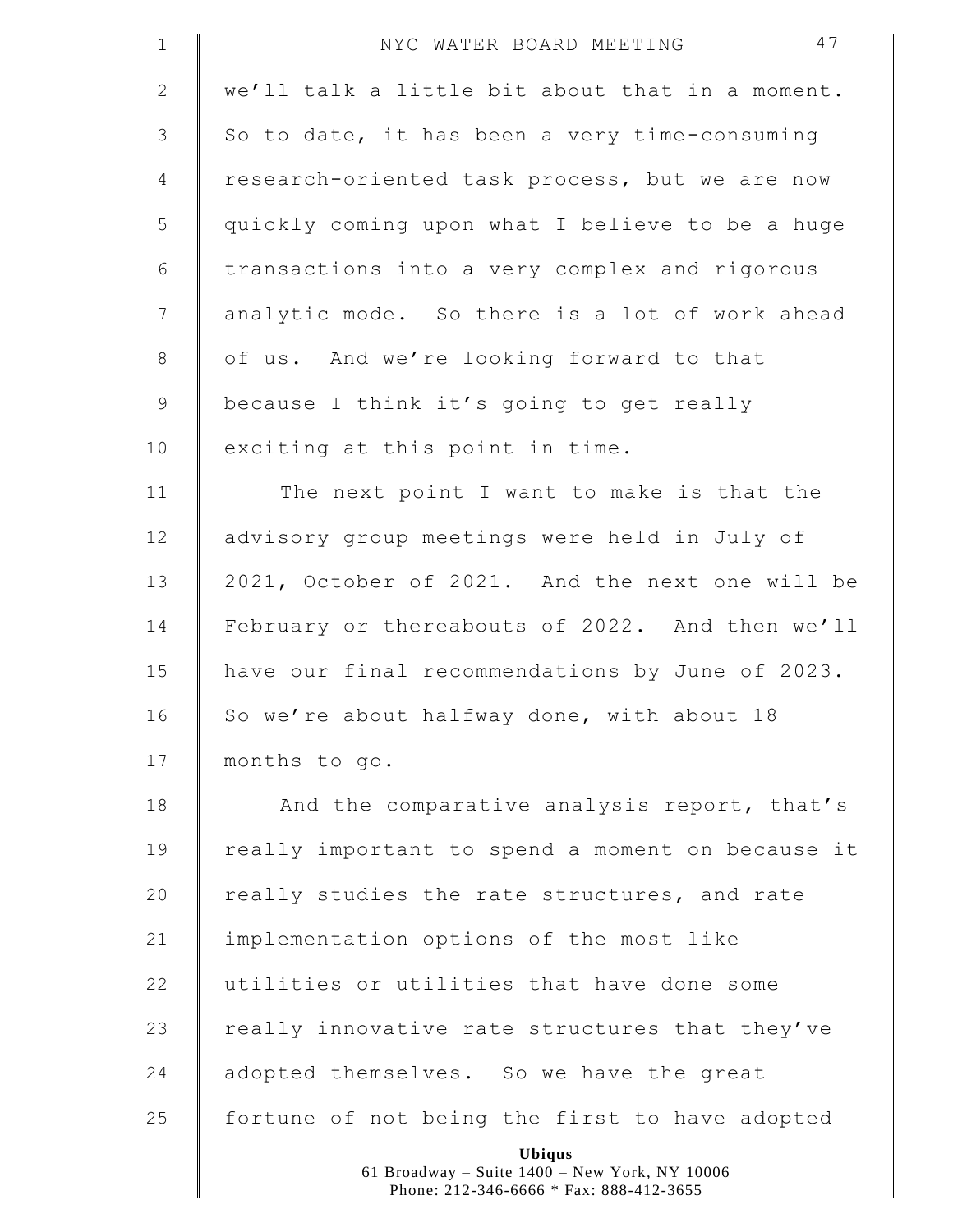we'll talk a little bit about that in a moment. So to date, it has been a very time-consuming research-oriented task process, but we are now quickly coming upon what I believe to be a huge transactions into a very complex and rigorous analytic mode. So there is a lot of work ahead of us. And we're looking forward to that because I think it's going to get really exciting at this point in time.

The next point I want to make is that the advisory group meetings were held in July of 2021, October of 2021. And the next one will be February or thereabouts of 2022. And then we'll have our final recommendations by June of 2023. So we're about halfway done, with about 18 months to go.

And the comparative analysis report, that's really important to spend a moment on because it really studies the rate structures, and rate implementation options of the most like utilities or utilities that have done some really innovative rate structures that they've adopted themselves. So we have the great fortune of not being the first to have adopted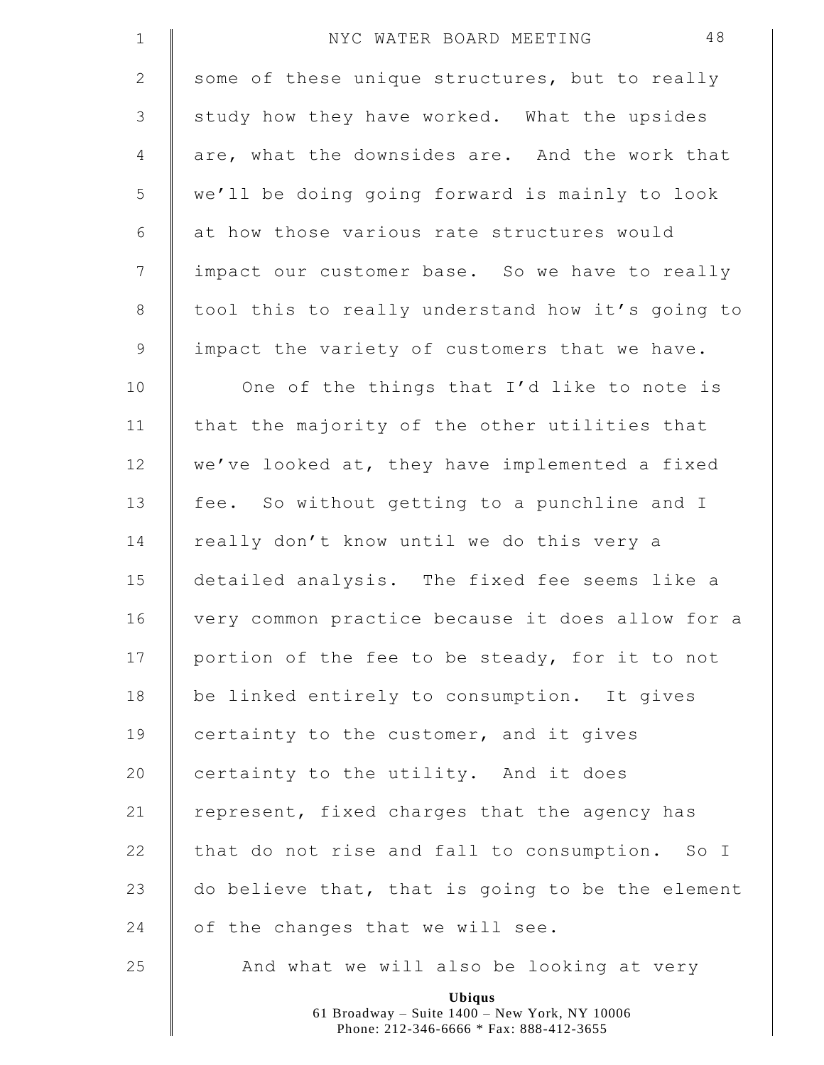some of these unique structures, but to really study how they have worked. What the upsides are, what the downsides are. And the work that we'll be doing going forward is mainly to look at how those various rate structures would impact our customer base. So we have to really tool this to really understand how it's going to impact the variety of customers that we have.

One of the things that I'd like to note is that the majority of the other utilities that we've looked at, they have implemented a fixed fee. So without getting to a punchline and I really don't know until we do this very a detailed analysis. The fixed fee seems like a very common practice because it does allow for a portion of the fee to be steady, for it to not be linked entirely to consumption. It gives certainty to the customer, and it gives certainty to the utility. And it does represent, fixed charges that the agency has that do not rise and fall to consumption. So I do believe that, that is going to be the element of the changes that we will see.

And what we will also be looking at very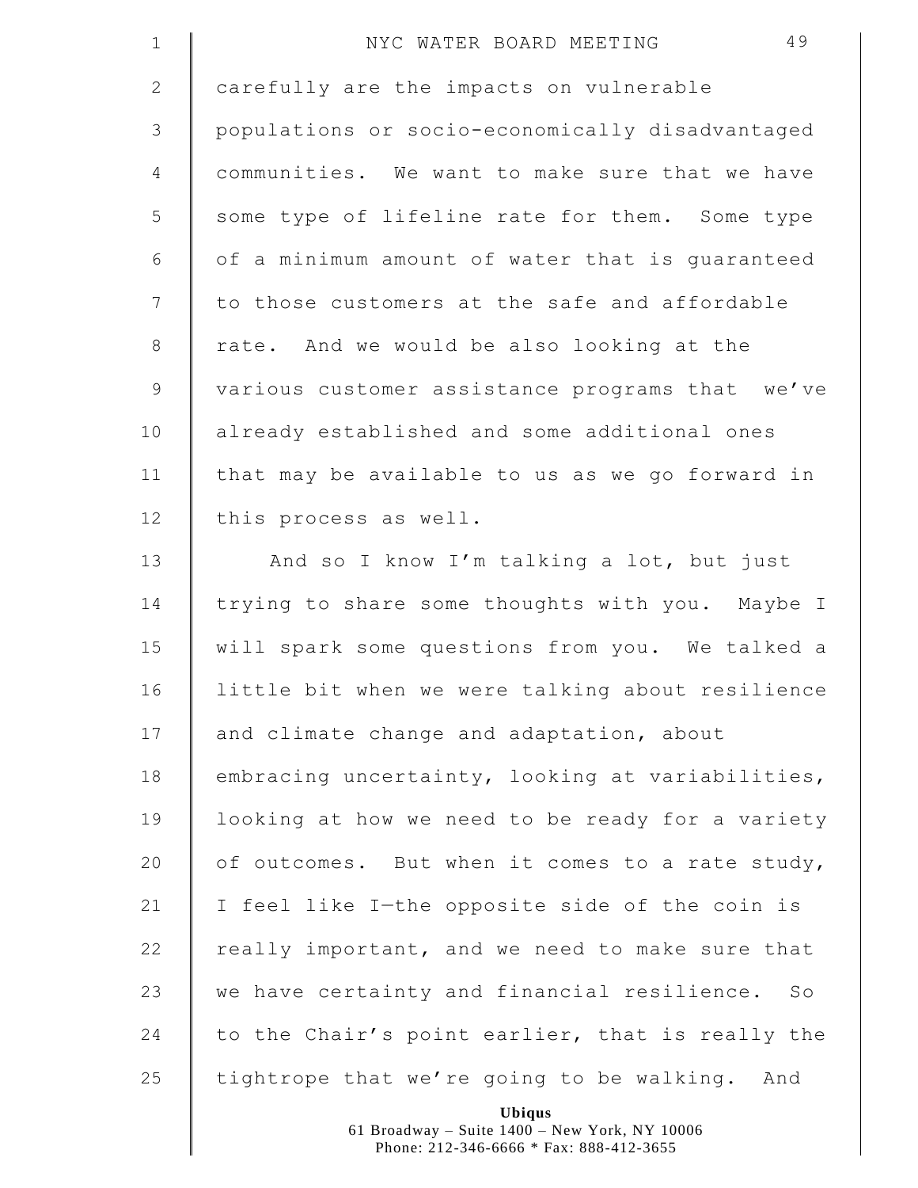carefully are the impacts on vulnerable populations or socio-economically disadvantaged communities. We want to make sure that we have some type of lifeline rate for them. Some type of a minimum amount of water that is guaranteed to those customers at the safe and affordable rate. And we would be also looking at the various customer assistance programs that we've already established and some additional ones that may be available to us as we go forward in this process as well.

And so I know I'm talking a lot, but just trying to share some thoughts with you. Maybe I will spark some questions from you. We talked a little bit when we were talking about resilience and climate change and adaptation, about embracing uncertainty, looking at variabilities, looking at how we need to be ready for a variety of outcomes. But when it comes to a rate study, I feel like I—the opposite side of the coin is really important, and we need to make sure that we have certainty and financial resilience. So to the Chair's point earlier, that is really the tightrope that we're going to be walking. And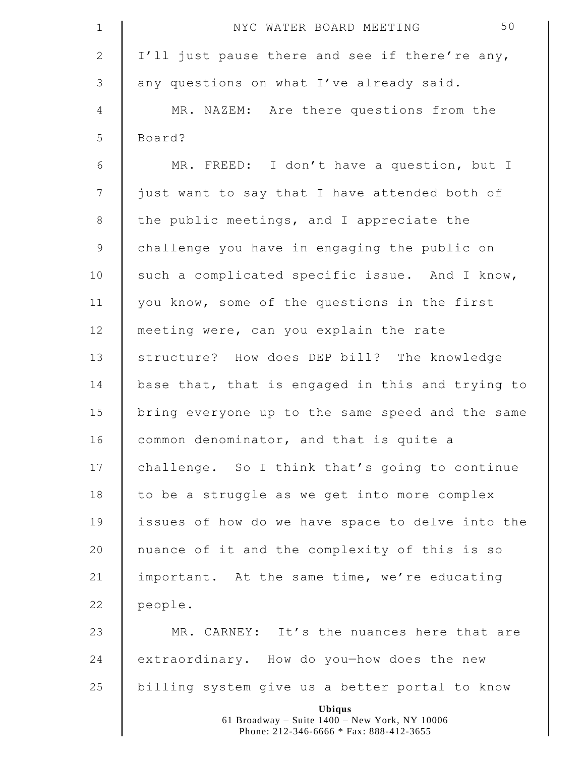I'll just pause there and see if there're any, any questions on what I've already said.

MR. NAZEM: Are there questions from the Board?

MR. FREED: I don't have a question, but I just want to say that I have attended both of the public meetings, and I appreciate the challenge you have in engaging the public on such a complicated specific issue. And I know, you know, some of the questions in the first meeting were, can you explain the rate structure? How does DEP bill? The knowledge base that, that is engaged in this and trying to bring everyone up to the same speed and the same common denominator, and that is quite a challenge. So I think that's going to continue to be a struggle as we get into more complex issues of how do we have space to delve into the nuance of it and the complexity of this is so important. At the same time, we're educating people.

MR. CARNEY: It's the nuances here that are extraordinary. How do you—how does the new billing system give us a better portal to know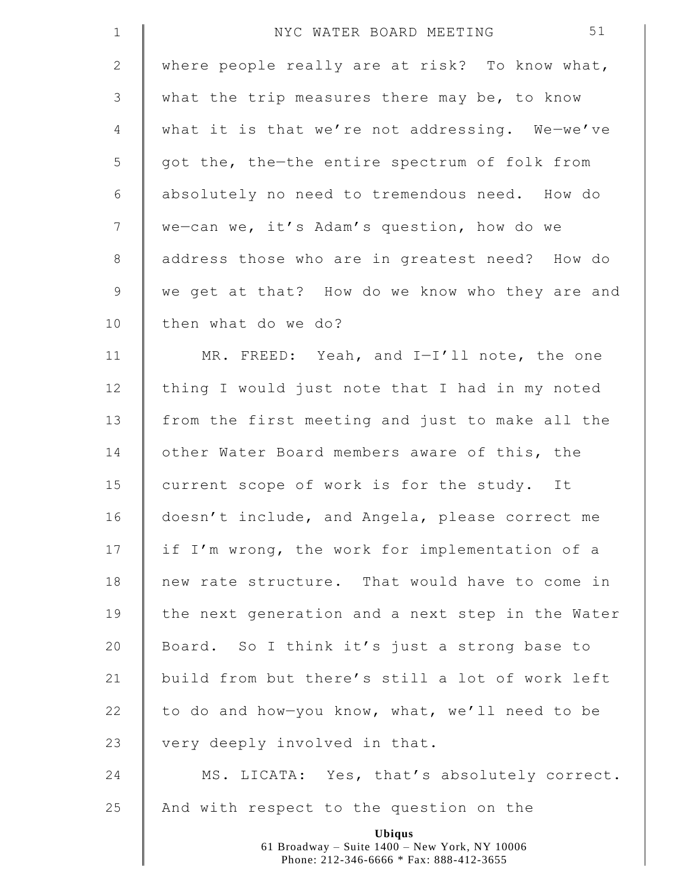where people really are at risk? To know what, what the trip measures there may be, to know what it is that we're not addressing. We—we've got the, the—the entire spectrum of folk from absolutely no need to tremendous need. How do we—can we, it's Adam's question, how do we address those who are in greatest need? How do we get at that? How do we know who they are and then what do we do?

MR. FREED: Yeah, and I—I'll note, the one thing I would just note that I had in my noted from the first meeting and just to make all the other Water Board members aware of this, the current scope of work is for the study. It doesn't include, and Angela, please correct me if I'm wrong, the work for implementation of a new rate structure. That would have to come in the next generation and a next step in the Water Board. So I think it's just a strong base to build from but there's still a lot of work left to do and how—you know, what, we'll need to be very deeply involved in that.

MS. LICATA: Yes, that's absolutely correct. And with respect to the question on the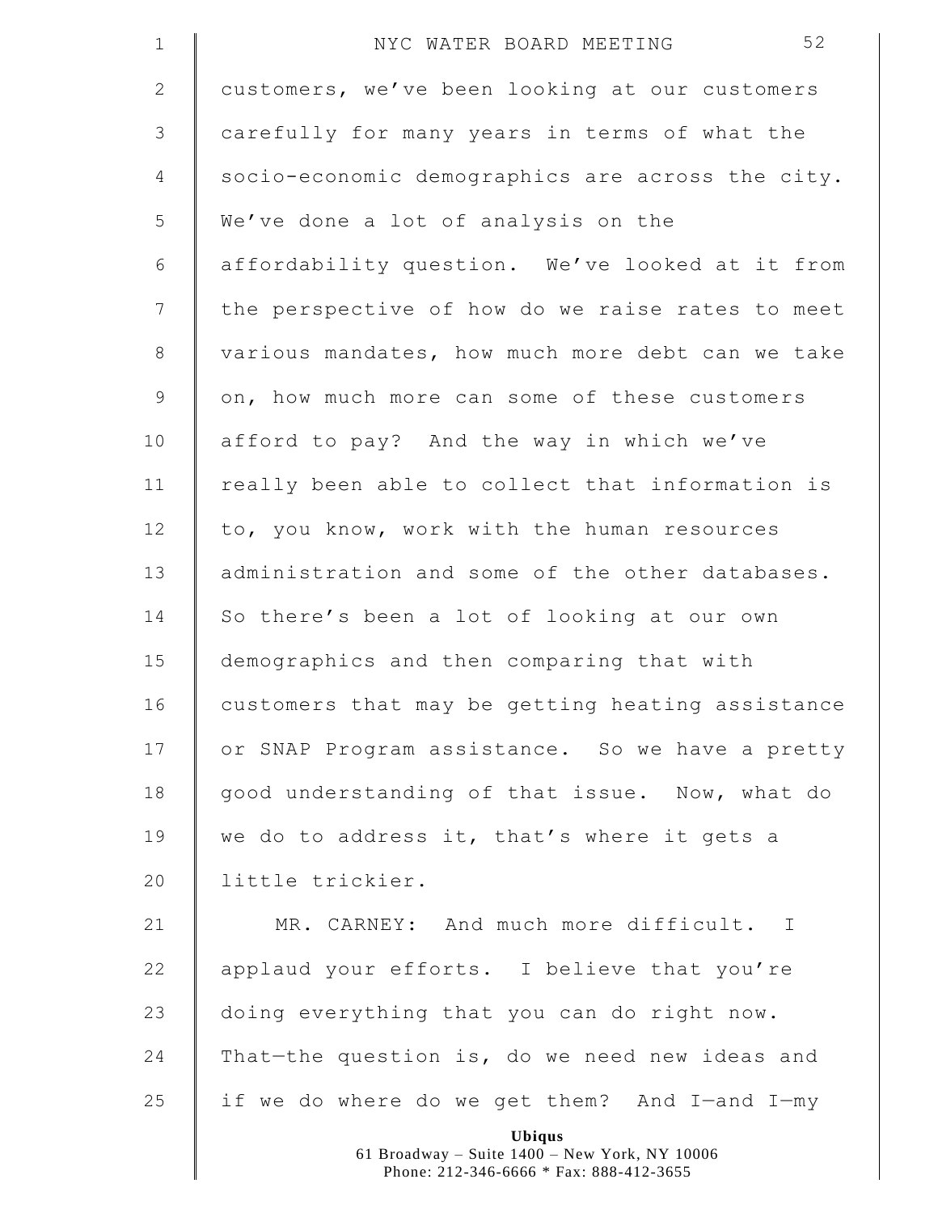customers, we've been looking at our customers carefully for many years in terms of what the socio-economic demographics are across the city. We've done a lot of analysis on the affordability question. We've looked at it from the perspective of how do we raise rates to meet various mandates, how much more debt can we take on, how much more can some of these customers afford to pay? And the way in which we've really been able to collect that information is to, you know, work with the human resources administration and some of the other databases. So there's been a lot of looking at our own demographics and then comparing that with customers that may be getting heating assistance or SNAP Program assistance. So we have a pretty good understanding of that issue. Now, what do we do to address it, that's where it gets a little trickier.

MR. CARNEY: And much more difficult. I applaud your efforts. I believe that you're doing everything that you can do right now. That—the question is, do we need new ideas and if we do where do we get them? And I—and I—my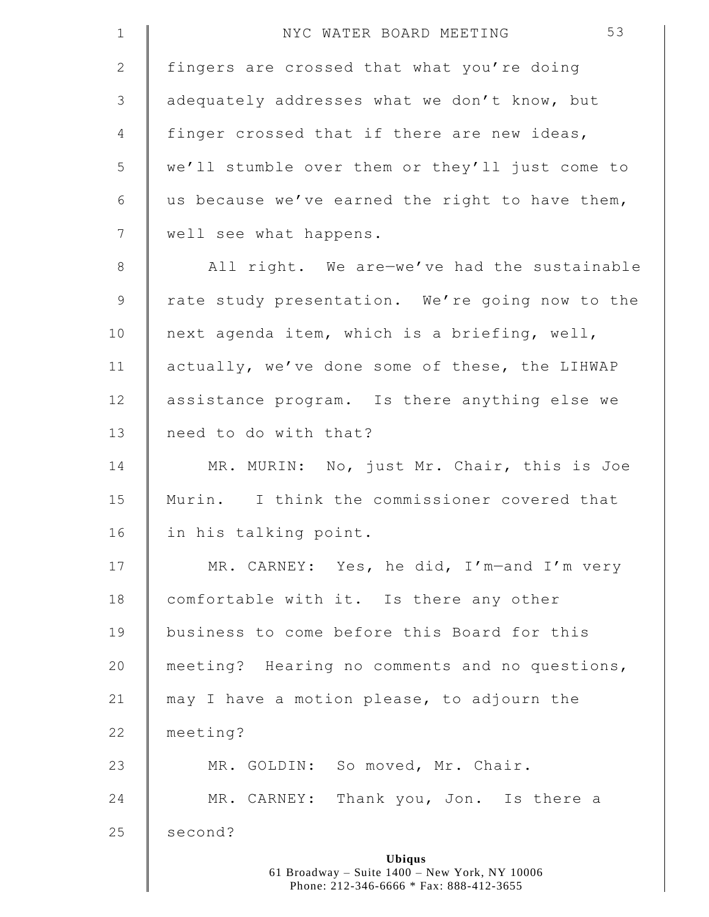fingers are crossed that what you're doing adequately addresses what we don't know, but finger crossed that if there are new ideas, we'll stumble over them or they'll just come to us because we've earned the right to have them, well see what happens.

All right. We are—we've had the sustainable rate study presentation. We're going now to the next agenda item, which is a briefing, well, actually, we've done some of these, the LIHWAP assistance program. Is there anything else we need to do with that?

MR. MURIN: No, just Mr. Chair, this is Joe Murin. I think the commissioner covered that in his talking point.

MR. CARNEY: Yes, he did, I'm—and I'm very comfortable with it. Is there any other business to come before this Board for this meeting? Hearing no comments and no questions, may I have a motion please, to adjourn the meeting?

MR. GOLDIN: So moved, Mr. Chair.

MR. CARNEY: Thank you, Jon. Is there a second?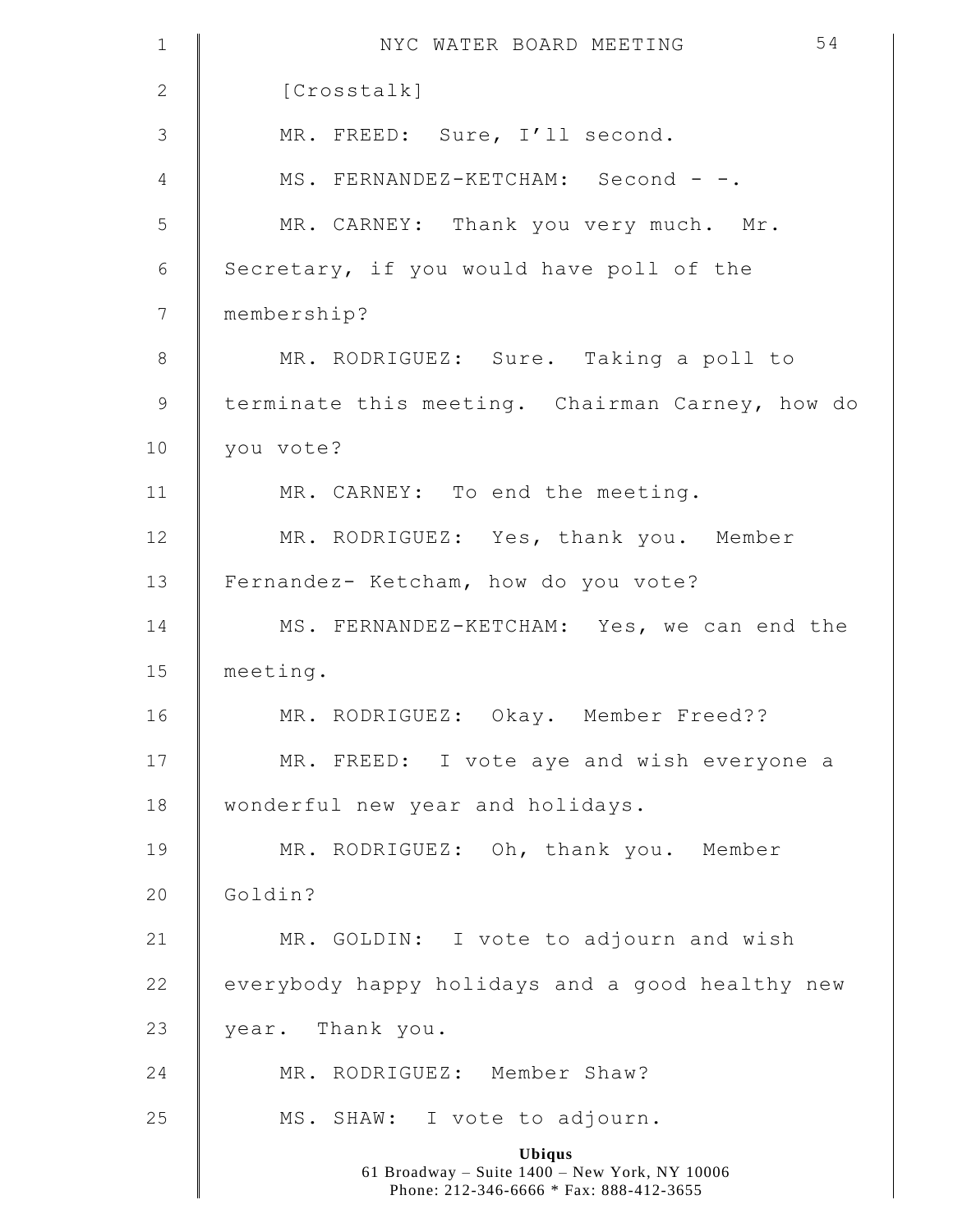[Crosstalk]

MR. FREED: Sure, I'll second.

MS. FERNANDEZ-KETCHAM: Second - -.

MR. CARNEY: Thank you very much. Mr. Secretary, if you would have poll of the membership?

MR. RODRIGUEZ: Sure. Taking a poll to terminate this meeting. Chairman Carney, how do you vote?

MR. CARNEY: To end the meeting.

MR. RODRIGUEZ: Yes, thank you. Member Fernandez- Ketcham, how do you vote?

MS. FERNANDEZ-KETCHAM: Yes, we can end the meeting.

MR. RODRIGUEZ: Okay. Member Freed??

MR. FREED: I vote aye and wish everyone a wonderful new year and holidays.

MR. RODRIGUEZ: Oh, thank you. Member Goldin?

MR. GOLDIN: I vote to adjourn and wish everybody happy holidays and a good healthy new year. Thank you.

MR. RODRIGUEZ: Member Shaw?

MS. SHAW: I vote to adjourn.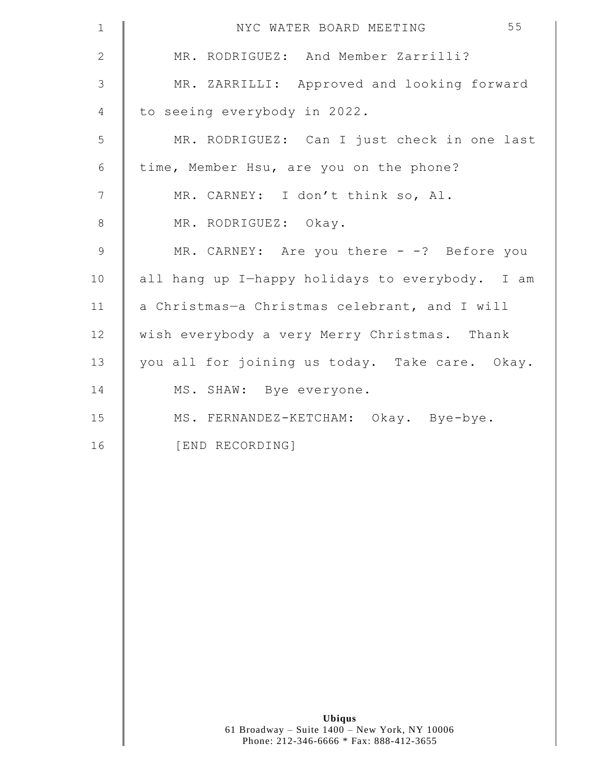MR. RODRIGUEZ: And Member Zarrilli?

MR. ZARRILLI: Approved and looking forward to seeing everybody in 2022.

MR. RODRIGUEZ: Can I just check in one last time, Member Hsu, are you on the phone?

MR. CARNEY: I don't think so, Al.

MR. RODRIGUEZ: Okay.

MR. CARNEY: Are you there - -? Before you all hang up I—happy holidays to everybody. I am a Christmas—a Christmas celebrant, and I will wish everybody a very Merry Christmas. Thank you all for joining us today. Take care. Okay.

MS. SHAW: Bye everyone.

MS. FERNANDEZ-KETCHAM: Okay. Bye-bye.

[END RECORDING]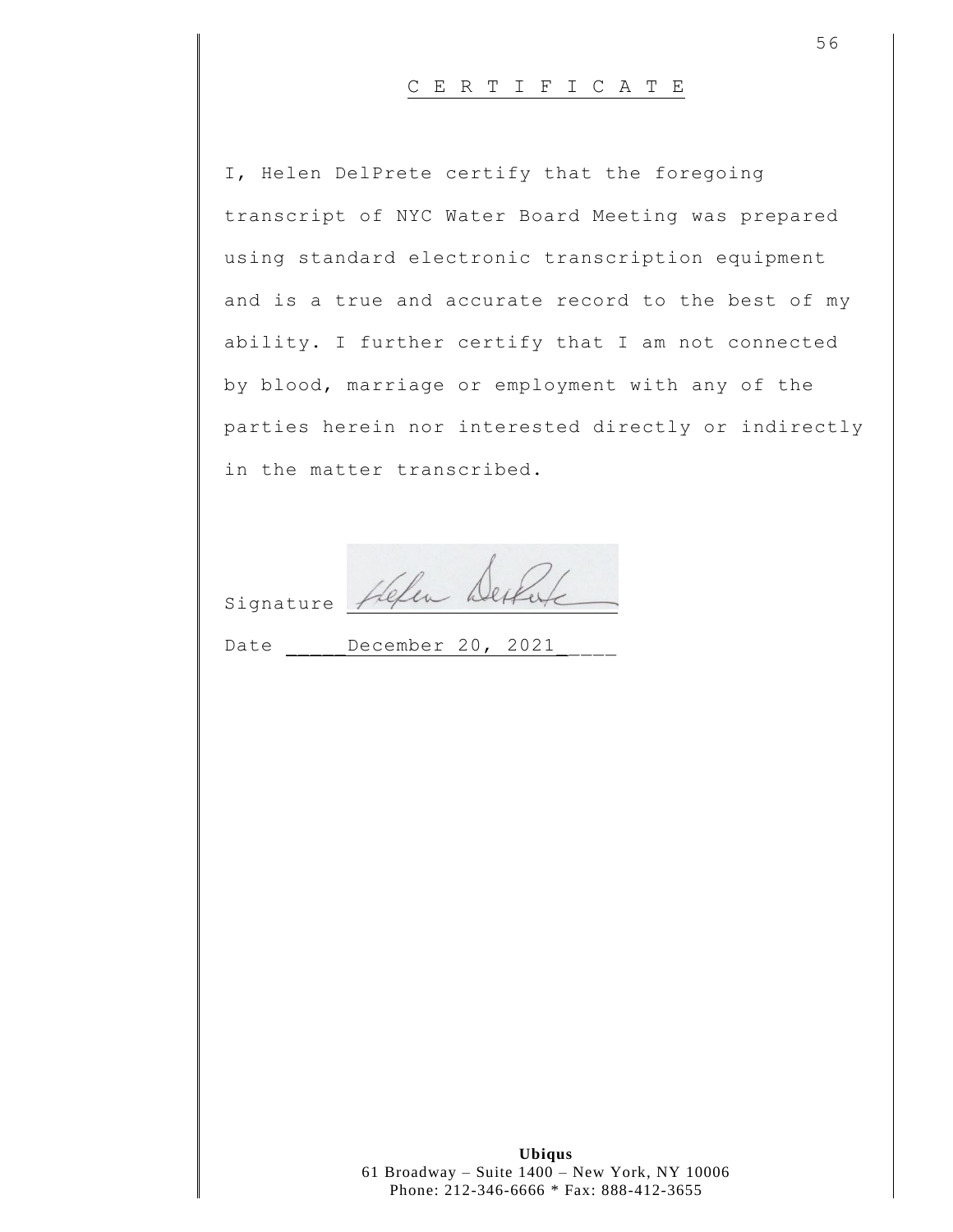## C E R T I F I C A T E

I, Helen DelPrete certify that the foregoing transcript of NYC Water Board Meeting was prepared using standard electronic transcription equipment and is a true and accurate record to the best of my ability. I further certify that I am not connected by blood, marriage or employment with any of the parties herein nor interested directly or indirectly in the matter transcribed.

Signature ____________________

Date _____December 20, 2021_____

**Ubiqus**
61 Broadway – Suite 1400 – New York, NY 10006
Phone: 212-346-6666 * Fax: 888-412-3655